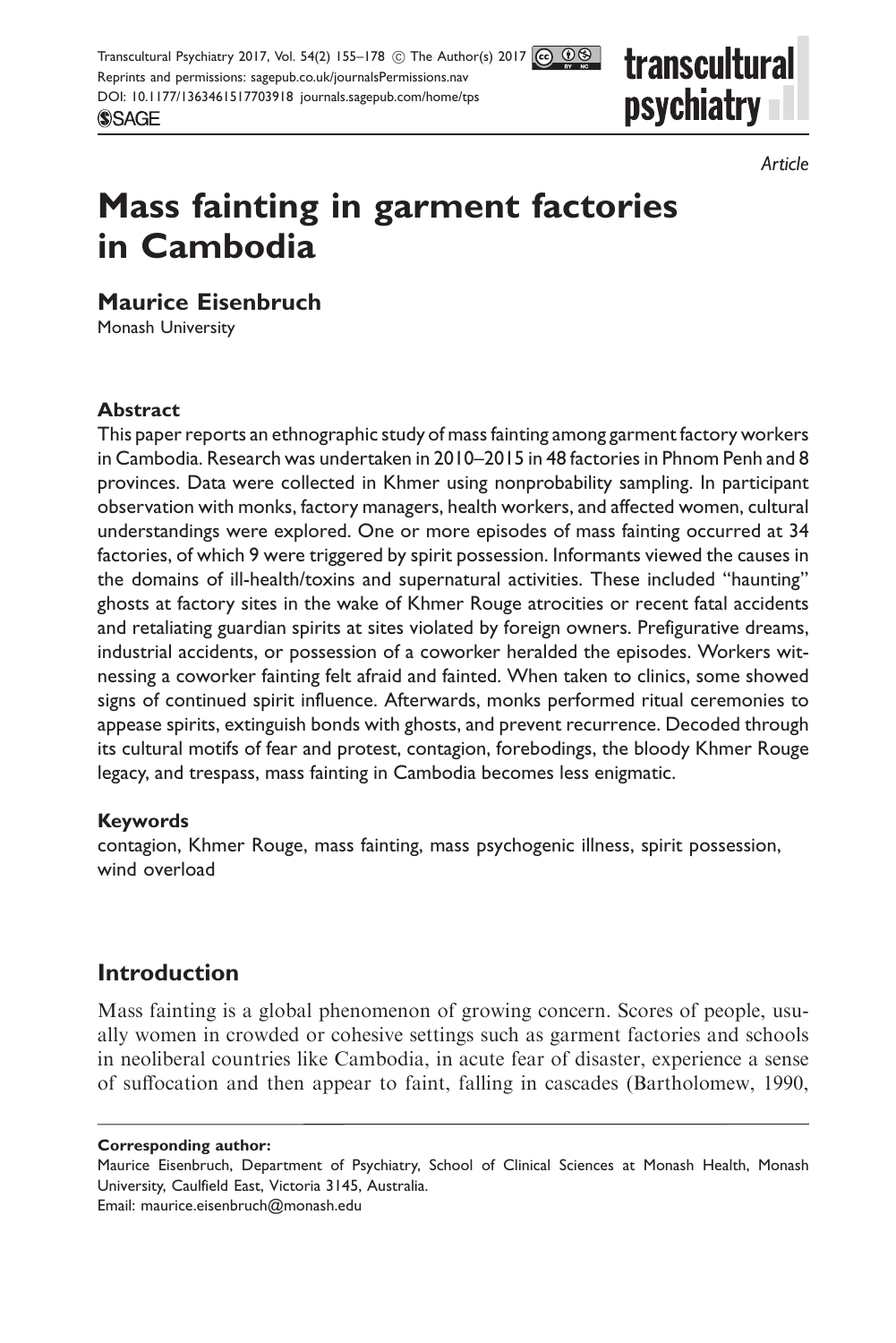*Article*

# Mass fainting in garment factories in Cambodia

**Maurice Eisenbruch**

Monash University

### Abstract

This paper reports an ethnographic study of mass fainting among garment factory workers in Cambodia. Research was undertaken in 2010–2015 in 48 factories in Phnom Penh and 8 provinces. Data were collected in Khmer using nonprobability sampling. In participant observation with monks, factory managers, health workers, and affected women, cultural understandings were explored. One or more episodes of mass fainting occurred at 34 factories, of which 9 were triggered by spirit possession. Informants viewed the causes in the domains of ill-health/toxins and supernatural activities. These included "haunting" ghosts at factory sites in the wake of Khmer Rouge atrocities or recent fatal accidents and retaliating guardian spirits at sites violated by foreign owners. Prefigurative dreams, industrial accidents, or possession of a coworker heralded the episodes. Workers witnessing a coworker fainting felt afraid and fainted. When taken to clinics, some showed signs of continued spirit influence. Afterwards, monks performed ritual ceremonies to appease spirits, extinguish bonds with ghosts, and prevent recurrence. Decoded through its cultural motifs of fear and protest, contagion, forebodings, the bloody Khmer Rouge legacy, and trespass, mass fainting in Cambodia becomes less enigmatic.

### Keywords

contagion, Khmer Rouge, mass fainting, mass psychogenic illness, spirit possession, wind overload

## Introduction

Mass fainting is a global phenomenon of growing concern. Scores of people, usually women in crowded or cohesive settings such as garment factories and schools in neoliberal countries like Cambodia, in acute fear of disaster, experience a sense of suffocation and then appear to faint, falling in cascades (Bartholomew, 1990,

**Corresponding author:**

Maurice Eisenbruch, Department of Psychiatry, School of Clinical Sciences at Monash Health, Monash University, Caulfield East, Victoria 3145, Australia.

Email: maurice.eisenbruch@monash.edu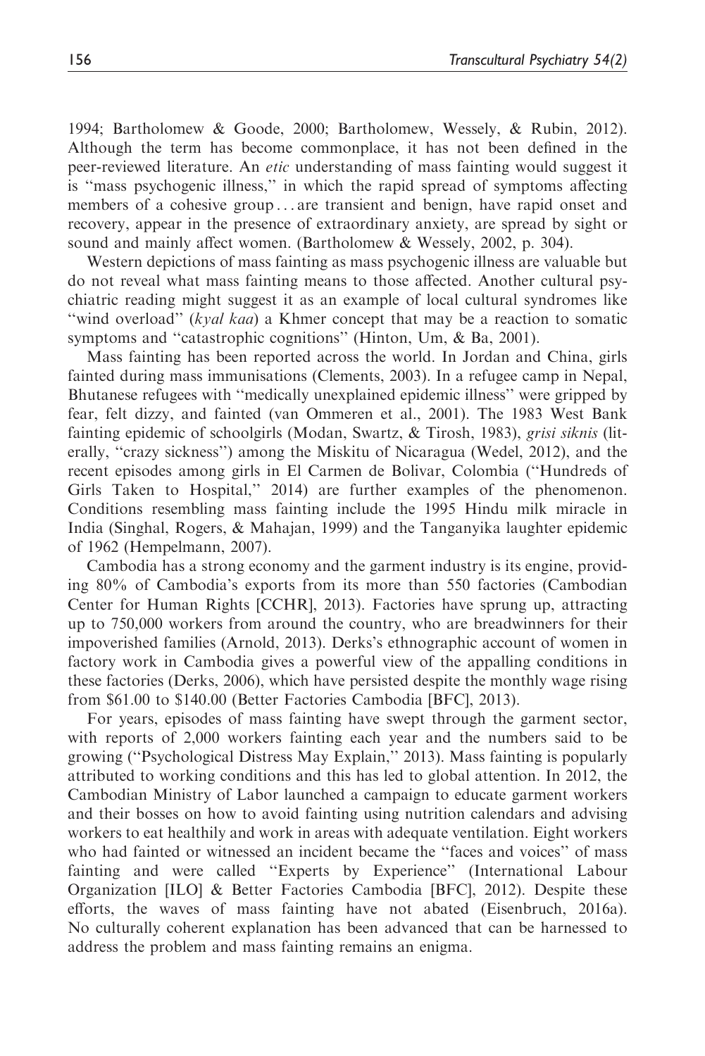1994; Bartholomew & Goode, 2000; Bartholomew, Wessely, & Rubin, 2012). Although the term has become commonplace, it has not been defined in the peer-reviewed literature. An *etic* understanding of mass fainting would suggest it is ''mass psychogenic illness,'' in which the rapid spread of symptoms affecting members of a cohesive group . . . are transient and benign, have rapid onset and recovery, appear in the presence of extraordinary anxiety, are spread by sight or sound and mainly affect women. (Bartholomew & Wessely, 2002, p. 304).

Western depictions of mass fainting as mass psychogenic illness are valuable but do not reveal what mass fainting means to those affected. Another cultural psychiatric reading might suggest it as an example of local cultural syndromes like ''wind overload'' (*kyal kaa*) a Khmer concept that may be a reaction to somatic symptoms and ''catastrophic cognitions'' (Hinton, Um, & Ba, 2001).

Mass fainting has been reported across the world. In Jordan and China, girls fainted during mass immunisations (Clements, 2003). In a refugee camp in Nepal, Bhutanese refugees with ''medically unexplained epidemic illness'' were gripped by fear, felt dizzy, and fainted (van Ommeren et al., 2001). The 1983 West Bank fainting epidemic of schoolgirls (Modan, Swartz, & Tirosh, 1983), *grisi siknis* (literally, ''crazy sickness'') among the Miskitu of Nicaragua (Wedel, 2012), and the recent episodes among girls in El Carmen de Bolivar, Colombia (''Hundreds of Girls Taken to Hospital,'' 2014) are further examples of the phenomenon. Conditions resembling mass fainting include the 1995 Hindu milk miracle in India (Singhal, Rogers, & Mahajan, 1999) and the Tanganyika laughter epidemic of 1962 (Hempelmann, 2007).

Cambodia has a strong economy and the garment industry is its engine, providing 80% of Cambodia's exports from its more than 550 factories (Cambodian Center for Human Rights [CCHR], 2013). Factories have sprung up, attracting up to 750,000 workers from around the country, who are breadwinners for their impoverished families (Arnold, 2013). Derks's ethnographic account of women in factory work in Cambodia gives a powerful view of the appalling conditions in these factories (Derks, 2006), which have persisted despite the monthly wage rising from \$61.00 to \$140.00 (Better Factories Cambodia [BFC], 2013).

For years, episodes of mass fainting have swept through the garment sector, with reports of 2,000 workers fainting each year and the numbers said to be growing (''Psychological Distress May Explain,'' 2013). Mass fainting is popularly attributed to working conditions and this has led to global attention. In 2012, the Cambodian Ministry of Labor launched a campaign to educate garment workers and their bosses on how to avoid fainting using nutrition calendars and advising workers to eat healthily and work in areas with adequate ventilation. Eight workers who had fainted or witnessed an incident became the ''faces and voices'' of mass fainting and were called ''Experts by Experience'' (International Labour Organization [ILO] & Better Factories Cambodia [BFC], 2012). Despite these efforts, the waves of mass fainting have not abated (Eisenbruch, 2016a). No culturally coherent explanation has been advanced that can be harnessed to address the problem and mass fainting remains an enigma.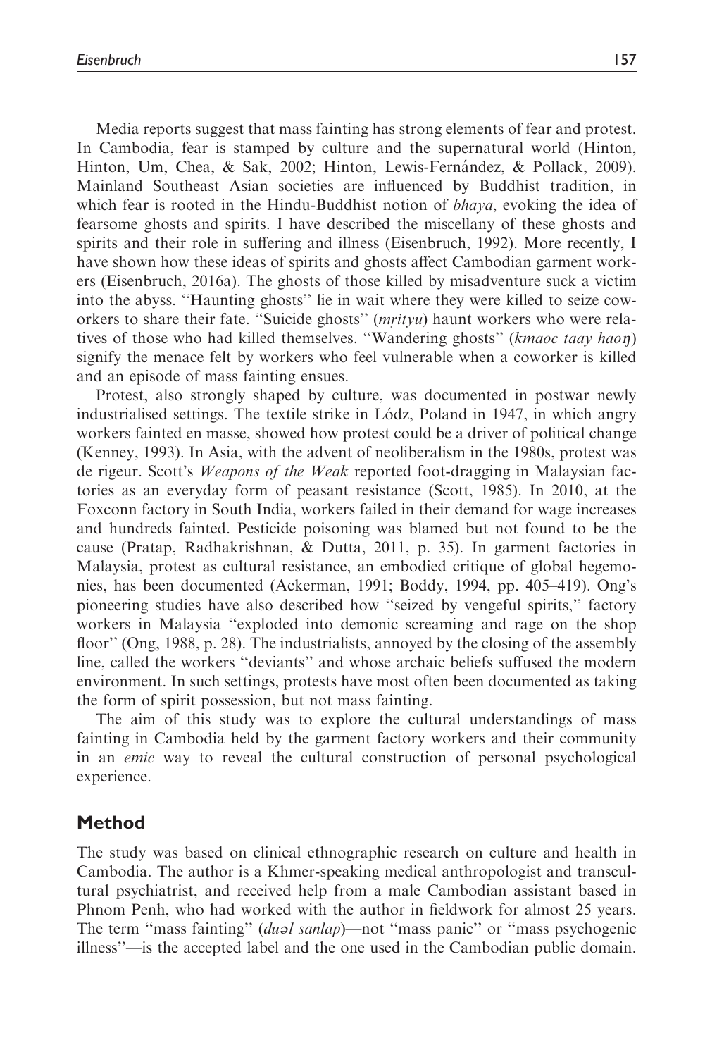Media reports suggest that mass fainting has strong elements of fear and protest. In Cambodia, fear is stamped by culture and the supernatural world (Hinton, Hinton, Um, Chea, & Sak, 2002; Hinton, Lewis-Fernández, & Pollack, 2009). Mainland Southeast Asian societies are influenced by Buddhist tradition, in which fear is rooted in the Hindu-Buddhist notion of *bhaya*, evoking the idea of fearsome ghosts and spirits. I have described the miscellany of these ghosts and spirits and their role in suffering and illness (Eisenbruch, 1992). More recently, I have shown how these ideas of spirits and ghosts affect Cambodian garment workers (Eisenbruch, 2016a). The ghosts of those killed by misadventure suck a victim into the abyss. "Haunting ghosts" lie in wait where they were killed to seize coworkers to share their fate. "Suicide ghosts" (*mṛityu*) haunt workers who were relatives of those who had killed themselves. "Wandering ghosts" (*kmaoc taay haoŋ*) signify the menace felt by workers who feel vulnerable when a coworker is killed and an episode of mass fainting ensues.

Protest, also strongly shaped by culture, was documented in postwar newly industrialised settings. The textile strike in Lódz, Poland in 1947, in which angry workers fainted en masse, showed how protest could be a driver of political change (Kenney, 1993). In Asia, with the advent of neoliberalism in the 1980s, protest was de rigeur. Scott's *Weapons of the Weak* reported foot-dragging in Malaysian factories as an everyday form of peasant resistance (Scott, 1985). In 2010, at the Foxconn factory in South India, workers failed in their demand for wage increases and hundreds fainted. Pesticide poisoning was blamed but not found to be the cause (Pratap, Radhakrishnan, & Dutta, 2011, p. 35). In garment factories in Malaysia, protest as cultural resistance, an embodied critique of global hegemonies, has been documented (Ackerman, 1991; Boddy, 1994, pp. 405–419). Ong's pioneering studies have also described how "seized by vengeful spirits," factory workers in Malaysia "exploded into demonic screaming and rage on the shop floor" (Ong, 1988, p. 28). The industrialists, annoyed by the closing of the assembly line, called the workers "deviants" and whose archaic beliefs suffused the modern environment. In such settings, protests have most often been documented as taking the form of spirit possession, but not mass fainting.

The aim of this study was to explore the cultural understandings of mass fainting in Cambodia held by the garment factory workers and their community in an *emic* way to reveal the cultural construction of personal psychological experience.

## Method

The study was based on clinical ethnographic research on culture and health in Cambodia. The author is a Khmer-speaking medical anthropologist and transcultural psychiatrist, and received help from a male Cambodian assistant based in Phnom Penh, who had worked with the author in fieldwork for almost 25 years. The term "mass fainting" (*duəl sanlap*)—not "mass panic" or "mass psychogenic illness"—is the accepted label and the one used in the Cambodian public domain.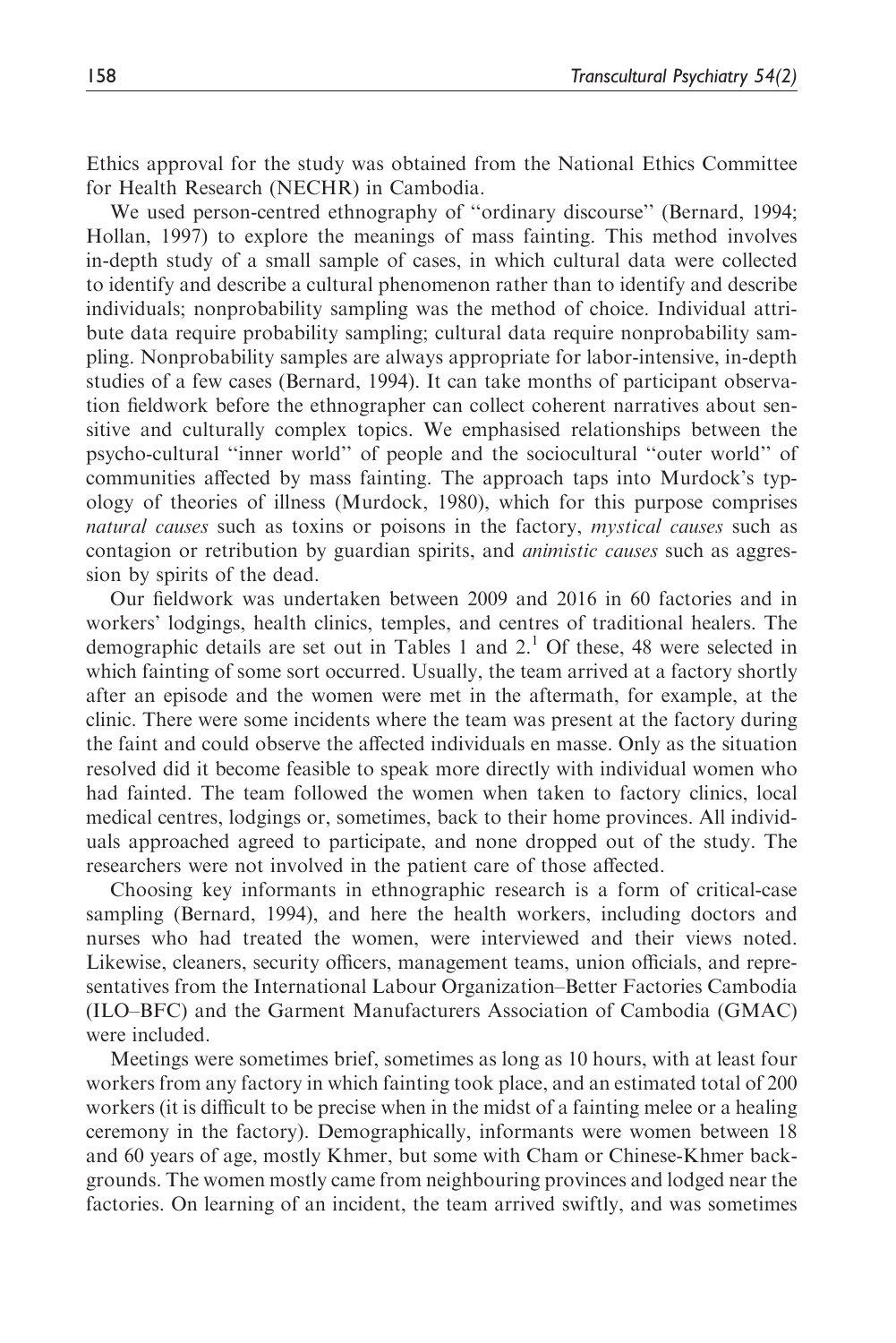Ethics approval for the study was obtained from the National Ethics Committee for Health Research (NECHR) in Cambodia.

We used person-centred ethnography of ''ordinary discourse'' (Bernard, 1994; Hollan, 1997) to explore the meanings of mass fainting. This method involves in-depth study of a small sample of cases, in which cultural data were collected to identify and describe a cultural phenomenon rather than to identify and describe individuals; nonprobability sampling was the method of choice. Individual attribute data require probability sampling; cultural data require nonprobability sampling. Nonprobability samples are always appropriate for labor-intensive, in-depth studies of a few cases (Bernard, 1994). It can take months of participant observation fieldwork before the ethnographer can collect coherent narratives about sensitive and culturally complex topics. We emphasised relationships between the psycho-cultural ''inner world'' of people and the sociocultural ''outer world'' of communities affected by mass fainting. The approach taps into Murdock's typology of theories of illness (Murdock, 1980), which for this purpose comprises *natural causes* such as toxins or poisons in the factory, *mystical causes* such as contagion or retribution by guardian spirits, and *animistic causes* such as aggression by spirits of the dead.

Our fieldwork was undertaken between 2009 and 2016 in 60 factories and in workers' lodgings, health clinics, temples, and centres of traditional healers. The demographic details are set out in Tables 1 and 2.[1] Of these, 48 were selected in which fainting of some sort occurred. Usually, the team arrived at a factory shortly after an episode and the women were met in the aftermath, for example, at the clinic. There were some incidents where the team was present at the factory during the faint and could observe the affected individuals en masse. Only as the situation resolved did it become feasible to speak more directly with individual women who had fainted. The team followed the women when taken to factory clinics, local medical centres, lodgings or, sometimes, back to their home provinces. All individuals approached agreed to participate, and none dropped out of the study. The researchers were not involved in the patient care of those affected.

Choosing key informants in ethnographic research is a form of critical-case sampling (Bernard, 1994), and here the health workers, including doctors and nurses who had treated the women, were interviewed and their views noted. Likewise, cleaners, security officers, management teams, union officials, and representatives from the International Labour Organization–Better Factories Cambodia (ILO–BFC) and the Garment Manufacturers Association of Cambodia (GMAC) were included.

Meetings were sometimes brief, sometimes as long as 10 hours, with at least four workers from any factory in which fainting took place, and an estimated total of 200 workers (it is difficult to be precise when in the midst of a fainting melee or a healing ceremony in the factory). Demographically, informants were women between 18 and 60 years of age, mostly Khmer, but some with Cham or Chinese-Khmer backgrounds. The women mostly came from neighbouring provinces and lodged near the factories. On learning of an incident, the team arrived swiftly, and was sometimes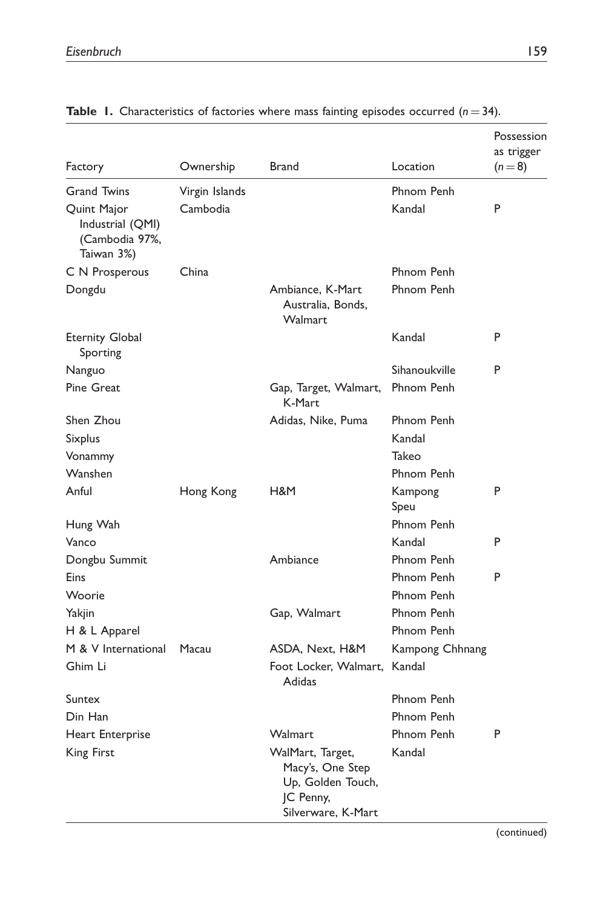**Table 1.** Characteristics of factories where mass fainting episodes occurred ($n = 34$).

| Factory | Ownership | Brand | Location | Possession as trigger ($n = 8$) |
|---|---|---|---|---|
| Grand Twins | Virgin Islands | | Phnom Penh | |
| Quint Major Industrial (QMI) (Cambodia 97%, Taiwan 3%) | Cambodia | | Kandal | P |
| C N Prosperous | China | | Phnom Penh | |
| Dongdu | | Ambiance, K-Mart Australia, Bonds, Walmart | Phnom Penh | |
| Eternity Global Sporting | | | Kandal | P |
| Nanguo | | | Sihanoukville | P |
| Pine Great | | Gap, Target, Walmart, K-Mart | Phnom Penh | |
| Shen Zhou | | Adidas, Nike, Puma | Phnom Penh | |
| Sixplus | | | Kandal | |
| Vonammy | | | Takeo | |
| Wanshen | | | Phnom Penh | |
| Anful | Hong Kong | H&M | Kampong Speu | P |
| Hung Wah | | | Phnom Penh | |
| Vanco | | | Kandal | P |
| Dongbu Summit | | Ambiance | Phnom Penh | |
| Eins | | | Phnom Penh | P |
| Woorie | | | Phnom Penh | |
| Yakjin | | Gap, Walmart | Phnom Penh | |
| H & L Apparel | | | Phnom Penh | |
| M & V International | Macau | ASDA, Next, H&M | Kampong Chhnang | |
| Ghim Li | | Foot Locker, Walmart, Adidas | Kandal | |
| Suntex | | | Phnom Penh | |
| Din Han | | | Phnom Penh | |
| Heart Enterprise | | Walmart | Phnom Penh | P |
| King First | | WalMart, Target, Macy's, One Step Up, Golden Touch, JC Penny, Silverware, K-Mart | Kandal | |

(continued)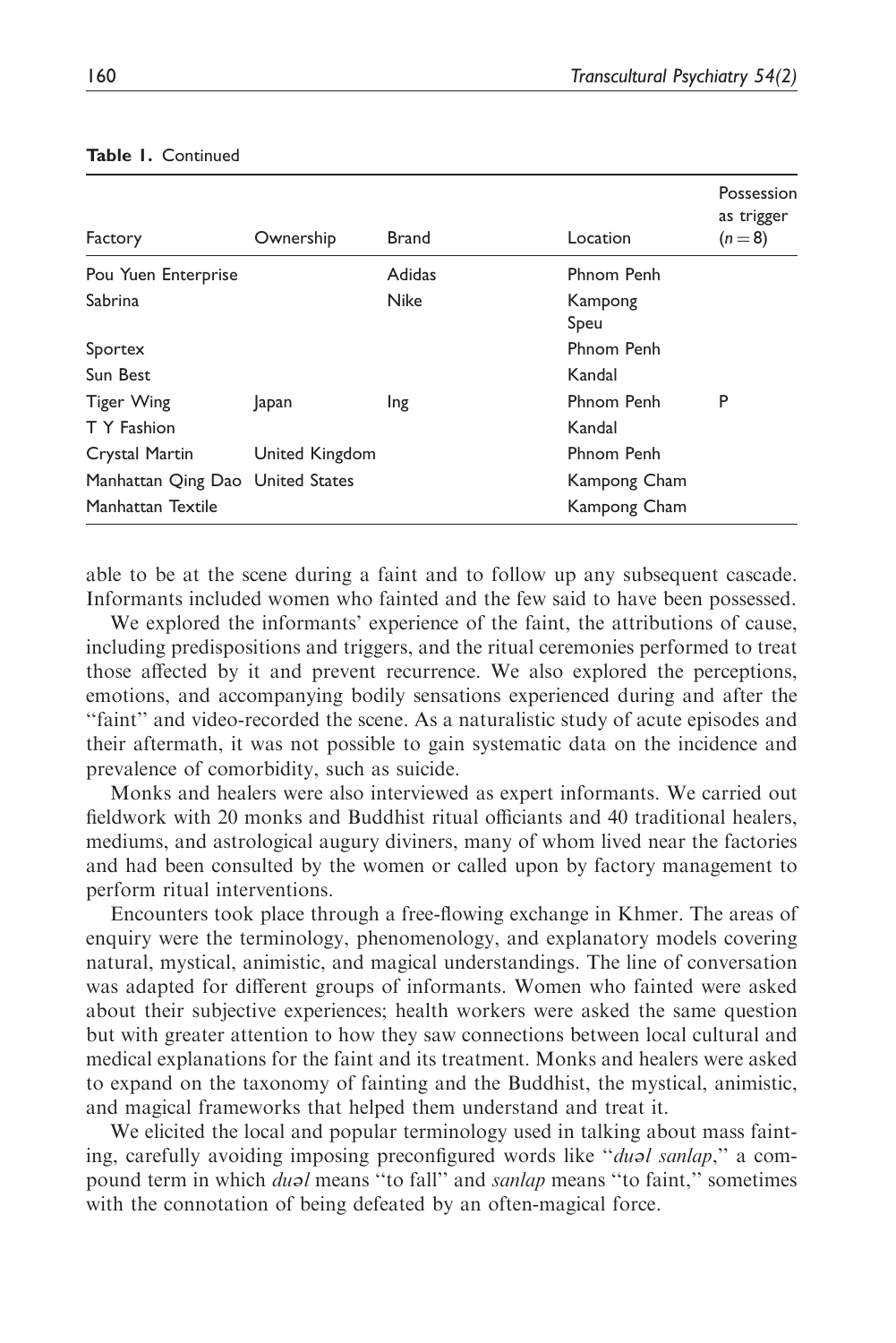**Table 1.** Continued

| Factory | Ownership | Brand | Location | Possession as trigger (n = 8) |
|---|---|---|---|---|
| Pou Yuen Enterprise | | Adidas | Phnom Penh | |
| Sabrina | | Nike | Kampong Speu | |
| Sportex | | | Phnom Penh | |
| Sun Best | | | Kandal | |
| Tiger Wing | Japan | Ing | Phnom Penh | P |
| T Y Fashion | | | Kandal | |
| Crystal Martin | United Kingdom | | Phnom Penh | |
| Manhattan Qing Dao | United States | | Kampong Cham | |
| Manhattan Textile | | | Kampong Cham | |

able to be at the scene during a faint and to follow up any subsequent cascade. Informants included women who fainted and the few said to have been possessed.

We explored the informants' experience of the faint, the attributions of cause, including predispositions and triggers, and the ritual ceremonies performed to treat those affected by it and prevent recurrence. We also explored the perceptions, emotions, and accompanying bodily sensations experienced during and after the "faint" and video-recorded the scene. As a naturalistic study of acute episodes and their aftermath, it was not possible to gain systematic data on the incidence and prevalence of comorbidity, such as suicide.

Monks and healers were also interviewed as expert informants. We carried out fieldwork with 20 monks and Buddhist ritual officiants and 40 traditional healers, mediums, and astrological augury diviners, many of whom lived near the factories and had been consulted by the women or called upon by factory management to perform ritual interventions.

Encounters took place through a free-flowing exchange in Khmer. The areas of enquiry were the terminology, phenomenology, and explanatory models covering natural, mystical, animistic, and magical understandings. The line of conversation was adapted for different groups of informants. Women who fainted were asked about their subjective experiences; health workers were asked the same question but with greater attention to how they saw connections between local cultural and medical explanations for the faint and its treatment. Monks and healers were asked to expand on the taxonomy of fainting and the Buddhist, the mystical, animistic, and magical frameworks that helped them understand and treat it.

We elicited the local and popular terminology used in talking about mass fainting, carefully avoiding imposing preconfigured words like "*duəl sanlap*," a compound term in which *duəl* means "to fall" and *sanlap* means "to faint," sometimes with the connotation of being defeated by an often-magical force.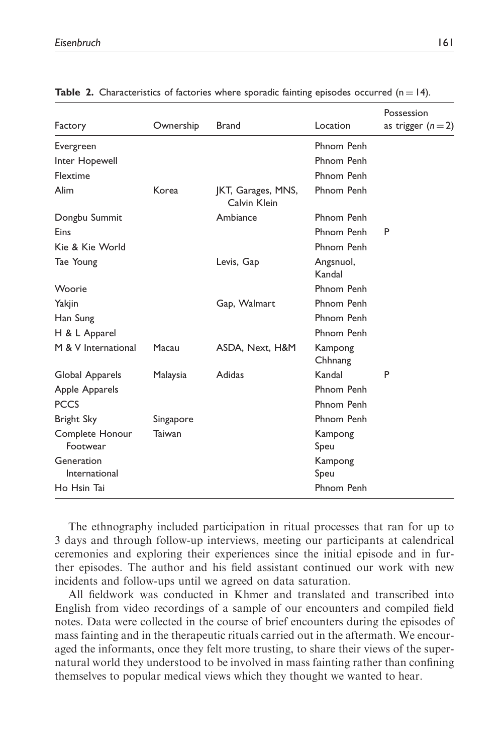**Table 2.** Characteristics of factories where sporadic fainting episodes occurred (n = 14).

| Factory | Ownership | Brand | Location | Possession as trigger ($n = 2$) |
|---|---|---|---|---|
| Evergreen | | | Phnom Penh | |
| Inter Hopewell | | | Phnom Penh | |
| Flextime | | | Phnom Penh | |
| Alim | Korea | JKT, Garages, MNS, Calvin Klein | Phnom Penh | |
| Dongbu Summit | | Ambiance | Phnom Penh | |
| Eins | | | Phnom Penh | P |
| Kie & Kie World | | | Phnom Penh | |
| Tae Young | | Levis, Gap | Angsnuol, Kandal | |
| Woorie | | | Phnom Penh | |
| Yakjin | | Gap, Walmart | Phnom Penh | |
| Han Sung | | | Phnom Penh | |
| H & L Apparel | | | Phnom Penh | |
| M & V International | Macau | ASDA, Next, H&M | Kampong Chhnang | |
| Global Apparels | Malaysia | Adidas | Kandal | P |
| Apple Apparels | | | Phnom Penh | |
| PCCS | | | Phnom Penh | |
| Bright Sky | Singapore | | Phnom Penh | |
| Complete Honour Footwear | Taiwan | | Kampong Speu | |
| Generation International | | | Kampong Speu | |
| Ho Hsin Tai | | | Phnom Penh | |

The ethnography included participation in ritual processes that ran for up to 3 days and through follow-up interviews, meeting our participants at calendrical ceremonies and exploring their experiences since the initial episode and in further episodes. The author and his field assistant continued our work with new incidents and follow-ups until we agreed on data saturation.

All fieldwork was conducted in Khmer and translated and transcribed into English from video recordings of a sample of our encounters and compiled field notes. Data were collected in the course of brief encounters during the episodes of mass fainting and in the therapeutic rituals carried out in the aftermath. We encouraged the informants, once they felt more trusting, to share their views of the supernatural world they understood to be involved in mass fainting rather than confining themselves to popular medical views which they thought we wanted to hear.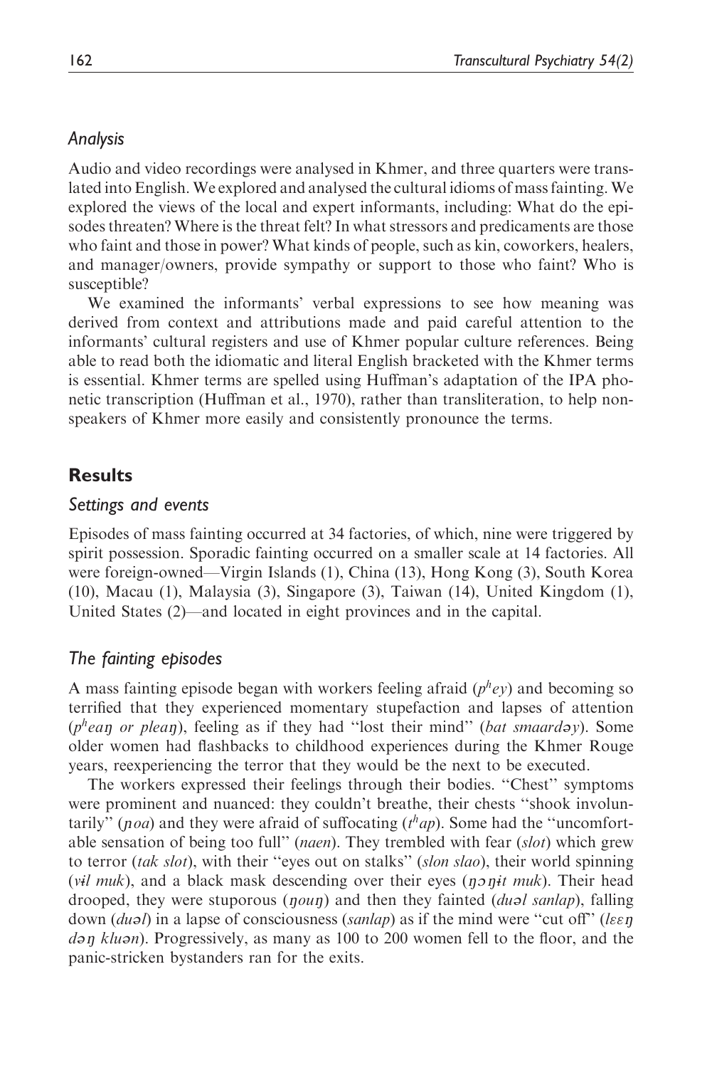### Analysis

Audio and video recordings were analysed in Khmer, and three quarters were translated into English. We explored and analysed the cultural idioms of mass fainting. We explored the views of the local and expert informants, including: What do the episodes threaten? Where is the threat felt? In what stressors and predicaments are those who faint and those in power? What kinds of people, such as kin, coworkers, healers, and manager/owners, provide sympathy or support to those who faint? Who is susceptible?

We examined the informants' verbal expressions to see how meaning was derived from context and attributions made and paid careful attention to the informants' cultural registers and use of Khmer popular culture references. Being able to read both the idiomatic and literal English bracketed with the Khmer terms is essential. Khmer terms are spelled using Huffman's adaptation of the IPA phonetic transcription (Huffman et al., 1970), rather than transliteration, to help non-speakers of Khmer more easily and consistently pronounce the terms.

## Results

### Settings and events

Episodes of mass fainting occurred at 34 factories, of which, nine were triggered by spirit possession. Sporadic fainting occurred on a smaller scale at 14 factories. All were foreign-owned—Virgin Islands (1), China (13), Hong Kong (3), South Korea (10), Macau (1), Malaysia (3), Singapore (3), Taiwan (14), United Kingdom (1), United States (2)—and located in eight provinces and in the capital.

### The fainting episodes

A mass fainting episode began with workers feeling afraid (*pʰey*) and becoming so terrified that they experienced momentary stupefaction and lapses of attention (*pʰeaŋ or pleaŋ*), feeling as if they had "lost their mind" (*bat smaardəy*). Some older women had flashbacks to childhood experiences during the Khmer Rouge years, reexperiencing the terror that they would be the next to be executed.

The workers expressed their feelings through their bodies. "Chest" symptoms were prominent and nuanced: they couldn't breathe, their chests "shook involuntarily" (*ɲoa*) and they were afraid of suffocating (*tʰap*). Some had the "uncomfortable sensation of being too full" (*naen*). They trembled with fear (*slot*) which grew to terror (*tak slot*), with their "eyes out on stalks" (*slon slao*), their world spinning (*vɨl muk*), and a black mask descending over their eyes (*ŋɔŋɨt muk*). Their head drooped, they were stuporous (*ŋouŋ*) and then they fainted (*duəl sanlap*), falling down (*duəl*) in a lapse of consciousness (*sanlap*) as if the mind were "cut off" (*lɛɛŋ dəŋ kluən*). Progressively, as many as 100 to 200 women fell to the floor, and the panic-stricken bystanders ran for the exits.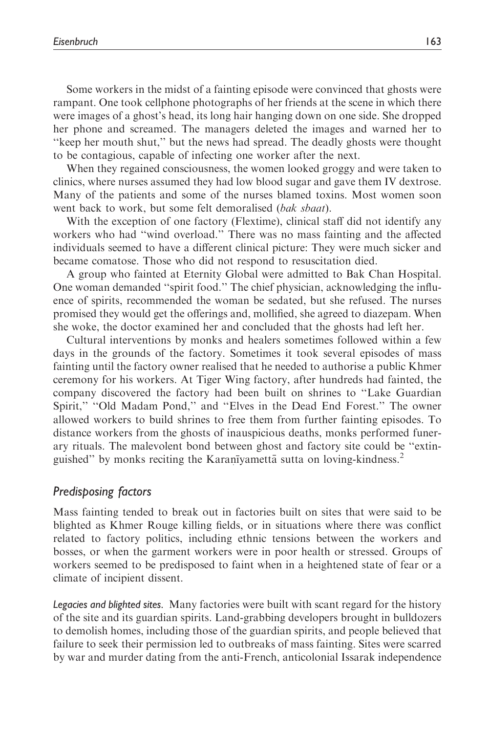Some workers in the midst of a fainting episode were convinced that ghosts were rampant. One took cellphone photographs of her friends at the scene in which there were images of a ghost's head, its long hair hanging down on one side. She dropped her phone and screamed. The managers deleted the images and warned her to "keep her mouth shut," but the news had spread. The deadly ghosts were thought to be contagious, capable of infecting one worker after the next.

When they regained consciousness, the women looked groggy and were taken to clinics, where nurses assumed they had low blood sugar and gave them IV dextrose. Many of the patients and some of the nurses blamed toxins. Most women soon went back to work, but some felt demoralised (*bak sbaat*).

With the exception of one factory (Flextime), clinical staff did not identify any workers who had "wind overload." There was no mass fainting and the affected individuals seemed to have a different clinical picture: They were much sicker and became comatose. Those who did not respond to resuscitation died.

A group who fainted at Eternity Global were admitted to Bak Chan Hospital. One woman demanded "spirit food." The chief physician, acknowledging the influence of spirits, recommended the woman be sedated, but she refused. The nurses promised they would get the offerings and, mollified, she agreed to diazepam. When she woke, the doctor examined her and concluded that the ghosts had left her.

Cultural interventions by monks and healers sometimes followed within a few days in the grounds of the factory. Sometimes it took several episodes of mass fainting until the factory owner realised that he needed to authorise a public Khmer ceremony for his workers. At Tiger Wing factory, after hundreds had fainted, the company discovered the factory had been built on shrines to "Lake Guardian Spirit," "Old Madam Pond," and "Elves in the Dead End Forest." The owner allowed workers to build shrines to free them from further fainting episodes. To distance workers from the ghosts of inauspicious deaths, monks performed funerary rituals. The malevolent bond between ghost and factory site could be "extinguished" by monks reciting the Karaṇīyamettā sutta on loving-kindness.[2]

## *Predisposing factors*

Mass fainting tended to break out in factories built on sites that were said to be blighted as Khmer Rouge killing fields, or in situations where there was conflict related to factory politics, including ethnic tensions between the workers and bosses, or when the garment workers were in poor health or stressed. Groups of workers seemed to be predisposed to faint when in a heightened state of fear or a climate of incipient dissent.

*Legacies and blighted sites.* Many factories were built with scant regard for the history of the site and its guardian spirits. Land-grabbing developers brought in bulldozers to demolish homes, including those of the guardian spirits, and people believed that failure to seek their permission led to outbreaks of mass fainting. Sites were scarred by war and murder dating from the anti-French, anticolonial Issarak independence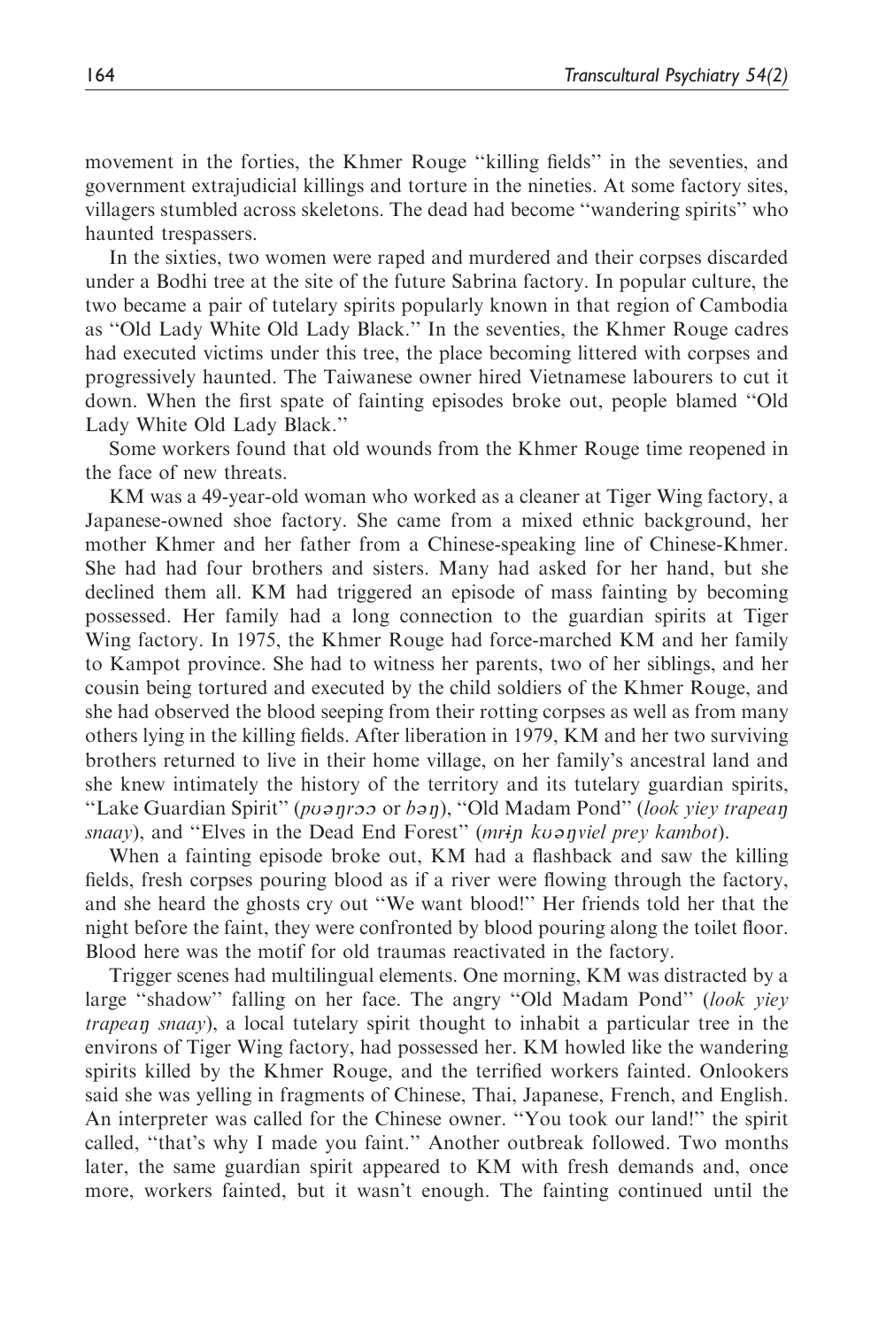movement in the forties, the Khmer Rouge "killing fields" in the seventies, and government extrajudicial killings and torture in the nineties. At some factory sites, villagers stumbled across skeletons. The dead had become "wandering spirits" who haunted trespassers.

In the sixties, two women were raped and murdered and their corpses discarded under a Bodhi tree at the site of the future Sabrina factory. In popular culture, the two became a pair of tutelary spirits popularly known in that region of Cambodia as "Old Lady White Old Lady Black." In the seventies, the Khmer Rouge cadres had executed victims under this tree, the place becoming littered with corpses and progressively haunted. The Taiwanese owner hired Vietnamese labourers to cut it down. When the first spate of fainting episodes broke out, people blamed "Old Lady White Old Lady Black."

Some workers found that old wounds from the Khmer Rouge time reopened in the face of new threats.

KM was a 49-year-old woman who worked as a cleaner at Tiger Wing factory, a Japanese-owned shoe factory. She came from a mixed ethnic background, her mother Khmer and her father from a Chinese-speaking line of Chinese-Khmer. She had had four brothers and sisters. Many had asked for her hand, but she declined them all. KM had triggered an episode of mass fainting by becoming possessed. Her family had a long connection to the guardian spirits at Tiger Wing factory. In 1975, the Khmer Rouge had force-marched KM and her family to Kampot province. She had to witness her parents, two of her siblings, and her cousin being tortured and executed by the child soldiers of the Khmer Rouge, and she had observed the blood seeping from their rotting corpses as well as from many others lying in the killing fields. After liberation in 1979, KM and her two surviving brothers returned to live in their home village, on her family's ancestral land and she knew intimately the history of the territory and its tutelary guardian spirits, "Lake Guardian Spirit" (*pʊəŋrɔɔ* or *bəŋ*), "Old Madam Pond" (*look yiey trapeaŋ snaay*), and "Elves in the Dead End Forest" (*mrɨp kʊəŋviel prey kambot*).

When a fainting episode broke out, KM had a flashback and saw the killing fields, fresh corpses pouring blood as if a river were flowing through the factory, and she heard the ghosts cry out "We want blood!" Her friends told her that the night before the faint, they were confronted by blood pouring along the toilet floor. Blood here was the motif for old traumas reactivated in the factory.

Trigger scenes had multilingual elements. One morning, KM was distracted by a large "shadow" falling on her face. The angry "Old Madam Pond" (*look yiey trapeaŋ snaay*), a local tutelary spirit thought to inhabit a particular tree in the environs of Tiger Wing factory, had possessed her. KM howled like the wandering spirits killed by the Khmer Rouge, and the terrified workers fainted. Onlookers said she was yelling in fragments of Chinese, Thai, Japanese, French, and English. An interpreter was called for the Chinese owner. "You took our land!" the spirit called, "that's why I made you faint." Another outbreak followed. Two months later, the same guardian spirit appeared to KM with fresh demands and, once more, workers fainted, but it wasn't enough. The fainting continued until the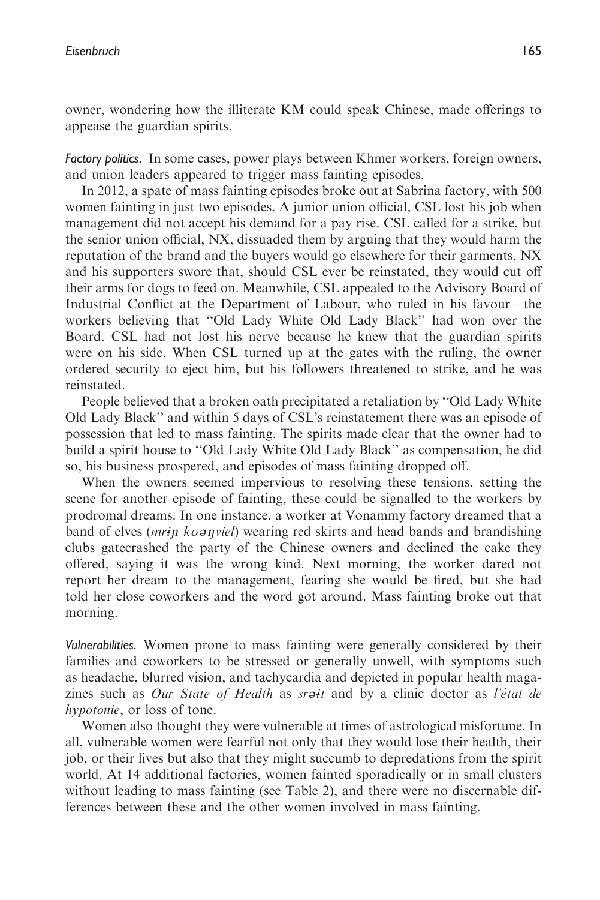owner, wondering how the illiterate KM could speak Chinese, made offerings to appease the guardian spirits.

*Factory politics.* In some cases, power plays between Khmer workers, foreign owners, and union leaders appeared to trigger mass fainting episodes.

In 2012, a spate of mass fainting episodes broke out at Sabrina factory, with 500 women fainting in just two episodes. A junior union official, CSL lost his job when management did not accept his demand for a pay rise. CSL called for a strike, but the senior union official, NX, dissuaded them by arguing that they would harm the reputation of the brand and the buyers would go elsewhere for their garments. NX and his supporters swore that, should CSL ever be reinstated, they would cut off their arms for dogs to feed on. Meanwhile, CSL appealed to the Advisory Board of Industrial Conflict at the Department of Labour, who ruled in his favour—the workers believing that ''Old Lady White Old Lady Black'' had won over the Board. CSL had not lost his nerve because he knew that the guardian spirits were on his side. When CSL turned up at the gates with the ruling, the owner ordered security to eject him, but his followers threatened to strike, and he was reinstated.

People believed that a broken oath precipitated a retaliation by ''Old Lady White Old Lady Black'' and within 5 days of CSL's reinstatement there was an episode of possession that led to mass fainting. The spirits made clear that the owner had to build a spirit house to ''Old Lady White Old Lady Black'' as compensation, he did so, his business prospered, and episodes of mass fainting dropped off.

When the owners seemed impervious to resolving these tensions, setting the scene for another episode of fainting, these could be signalled to the workers by prodromal dreams. In one instance, a worker at Vonammy factory dreamed that a band of elves (*mrɨɲ kʊəŋviel*) wearing red skirts and head bands and brandishing clubs gatecrashed the party of the Chinese owners and declined the cake they offered, saying it was the wrong kind. Next morning, the worker dared not report her dream to the management, fearing she would be fired, but she had told her close coworkers and the word got around. Mass fainting broke out that morning.

*Vulnerabilities.* Women prone to mass fainting were generally considered by their families and coworkers to be stressed or generally unwell, with symptoms such as headache, blurred vision, and tachycardia and depicted in popular health magazines such as *Our State of Health* as *srəɨt* and by a clinic doctor as *l'état de hypotonie*, or loss of tone.

Women also thought they were vulnerable at times of astrological misfortune. In all, vulnerable women were fearful not only that they would lose their health, their job, or their lives but also that they might succumb to depredations from the spirit world. At 14 additional factories, women fainted sporadically or in small clusters without leading to mass fainting (see Table 2), and there were no discernable differences between these and the other women involved in mass fainting.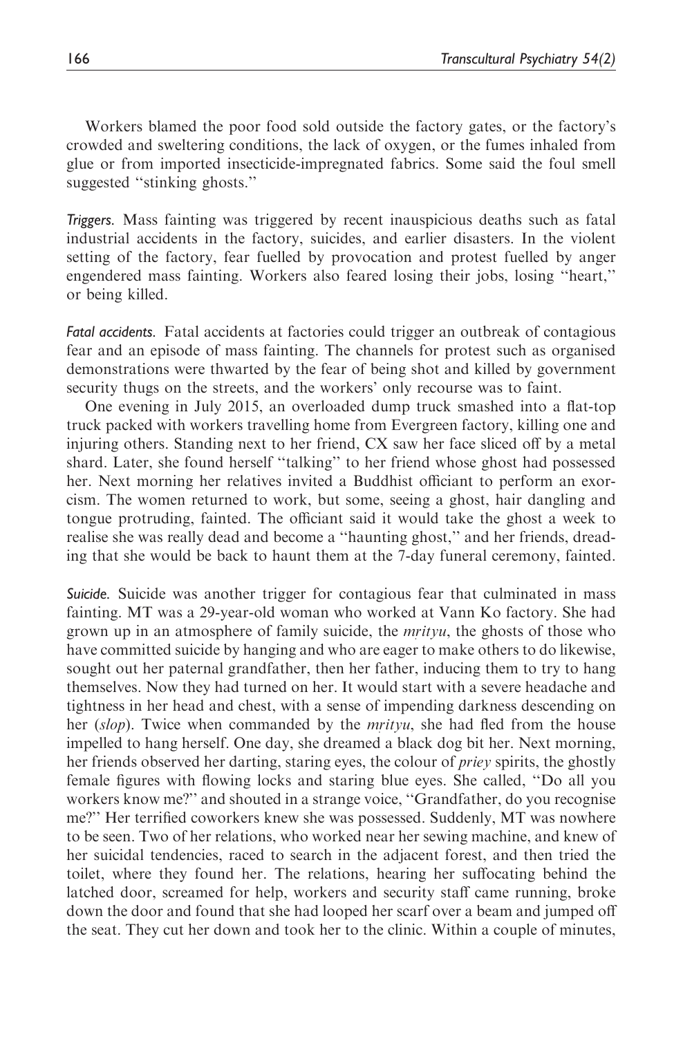Workers blamed the poor food sold outside the factory gates, or the factory's crowded and sweltering conditions, the lack of oxygen, or the fumes inhaled from glue or from imported insecticide-impregnated fabrics. Some said the foul smell suggested ''stinking ghosts.''

*Triggers.* Mass fainting was triggered by recent inauspicious deaths such as fatal industrial accidents in the factory, suicides, and earlier disasters. In the violent setting of the factory, fear fuelled by provocation and protest fuelled by anger engendered mass fainting. Workers also feared losing their jobs, losing ''heart,'' or being killed.

*Fatal accidents.* Fatal accidents at factories could trigger an outbreak of contagious fear and an episode of mass fainting. The channels for protest such as organised demonstrations were thwarted by the fear of being shot and killed by government security thugs on the streets, and the workers' only recourse was to faint.

One evening in July 2015, an overloaded dump truck smashed into a flat-top truck packed with workers travelling home from Evergreen factory, killing one and injuring others. Standing next to her friend, CX saw her face sliced off by a metal shard. Later, she found herself ''talking'' to her friend whose ghost had possessed her. Next morning her relatives invited a Buddhist officiant to perform an exorcism. The women returned to work, but some, seeing a ghost, hair dangling and tongue protruding, fainted. The officiant said it would take the ghost a week to realise she was really dead and become a ''haunting ghost,'' and her friends, dreading that she would be back to haunt them at the 7-day funeral ceremony, fainted.

*Suicide.* Suicide was another trigger for contagious fear that culminated in mass fainting. MT was a 29-year-old woman who worked at Vann Ko factory. She had grown up in an atmosphere of family suicide, the *mṛityu*, the ghosts of those who have committed suicide by hanging and who are eager to make others to do likewise, sought out her paternal grandfather, then her father, inducing them to try to hang themselves. Now they had turned on her. It would start with a severe headache and tightness in her head and chest, with a sense of impending darkness descending on her (*slop*). Twice when commanded by the *mṛityu*, she had fled from the house impelled to hang herself. One day, she dreamed a black dog bit her. Next morning, her friends observed her darting, staring eyes, the colour of *priey* spirits, the ghostly female figures with flowing locks and staring blue eyes. She called, ''Do all you workers know me?'' and shouted in a strange voice, ''Grandfather, do you recognise me?'' Her terrified coworkers knew she was possessed. Suddenly, MT was nowhere to be seen. Two of her relations, who worked near her sewing machine, and knew of her suicidal tendencies, raced to search in the adjacent forest, and then tried the toilet, where they found her. The relations, hearing her suffocating behind the latched door, screamed for help, workers and security staff came running, broke down the door and found that she had looped her scarf over a beam and jumped off the seat. They cut her down and took her to the clinic. Within a couple of minutes,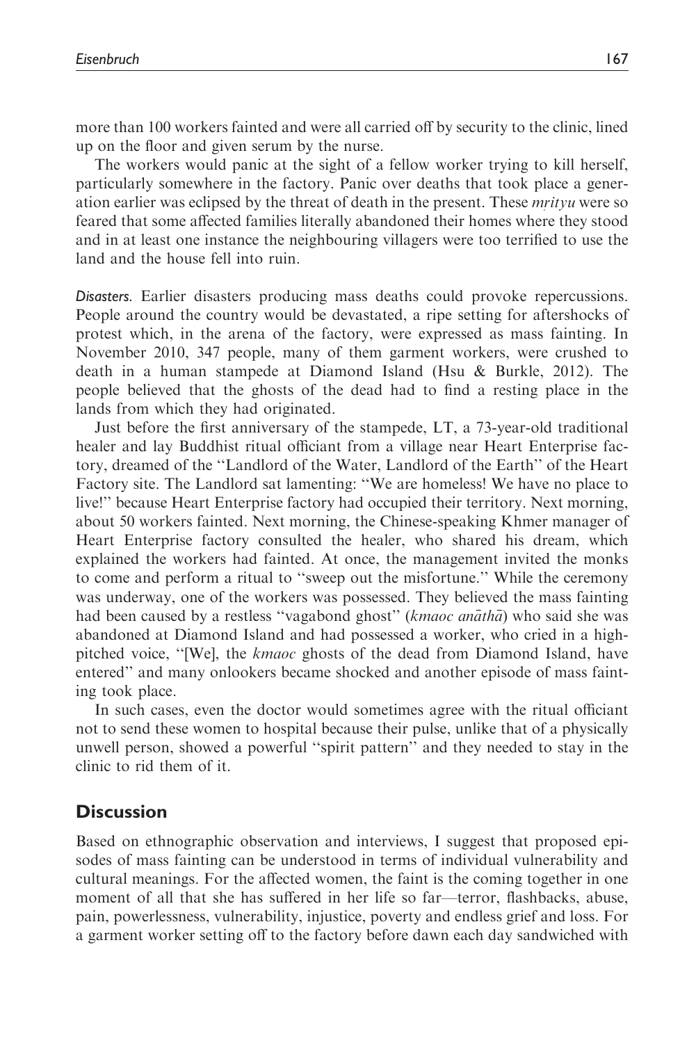more than 100 workers fainted and were all carried off by security to the clinic, lined up on the floor and given serum by the nurse.

The workers would panic at the sight of a fellow worker trying to kill herself, particularly somewhere in the factory. Panic over deaths that took place a generation earlier was eclipsed by the threat of death in the present. These *mṛityu* were so feared that some affected families literally abandoned their homes where they stood and in at least one instance the neighbouring villagers were too terrified to use the land and the house fell into ruin.

*Disasters.* Earlier disasters producing mass deaths could provoke repercussions. People around the country would be devastated, a ripe setting for aftershocks of protest which, in the arena of the factory, were expressed as mass fainting. In November 2010, 347 people, many of them garment workers, were crushed to death in a human stampede at Diamond Island (Hsu & Burkle, 2012). The people believed that the ghosts of the dead had to find a resting place in the lands from which they had originated.

Just before the first anniversary of the stampede, LT, a 73-year-old traditional healer and lay Buddhist ritual officiant from a village near Heart Enterprise factory, dreamed of the ''Landlord of the Water, Landlord of the Earth'' of the Heart Factory site. The Landlord sat lamenting: ''We are homeless! We have no place to live!'' because Heart Enterprise factory had occupied their territory. Next morning, about 50 workers fainted. Next morning, the Chinese-speaking Khmer manager of Heart Enterprise factory consulted the healer, who shared his dream, which explained the workers had fainted. At once, the management invited the monks to come and perform a ritual to ''sweep out the misfortune.'' While the ceremony was underway, one of the workers was possessed. They believed the mass fainting had been caused by a restless ''vagabond ghost'' (*kmaoc anāthā*) who said she was abandoned at Diamond Island and had possessed a worker, who cried in a high-pitched voice, ''[We], the *kmaoc* ghosts of the dead from Diamond Island, have entered'' and many onlookers became shocked and another episode of mass fainting took place.

In such cases, even the doctor would sometimes agree with the ritual officiant not to send these women to hospital because their pulse, unlike that of a physically unwell person, showed a powerful ''spirit pattern'' and they needed to stay in the clinic to rid them of it.

## Discussion

Based on ethnographic observation and interviews, I suggest that proposed episodes of mass fainting can be understood in terms of individual vulnerability and cultural meanings. For the affected women, the faint is the coming together in one moment of all that she has suffered in her life so far—terror, flashbacks, abuse, pain, powerlessness, vulnerability, injustice, poverty and endless grief and loss. For a garment worker setting off to the factory before dawn each day sandwiched with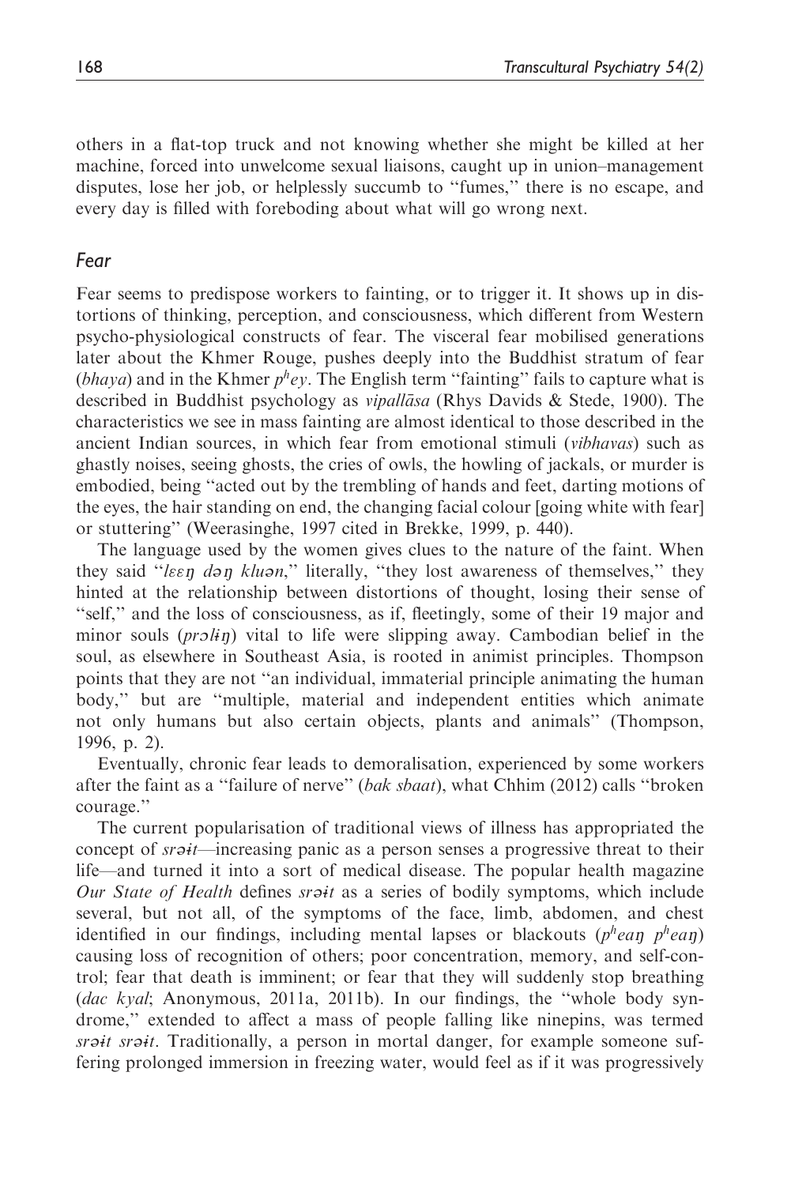others in a flat-top truck and not knowing whether she might be killed at her machine, forced into unwelcome sexual liaisons, caught up in union–management disputes, lose her job, or helplessly succumb to ''fumes,'' there is no escape, and every day is filled with foreboding about what will go wrong next.

## Fear

Fear seems to predispose workers to fainting, or to trigger it. It shows up in distortions of thinking, perception, and consciousness, which different from Western psycho-physiological constructs of fear. The visceral fear mobilised generations later about the Khmer Rouge, pushes deeply into the Buddhist stratum of fear (*bhaya*) and in the Khmer *p^hey*. The English term ''fainting'' fails to capture what is described in Buddhist psychology as *vipallāsa* (Rhys Davids & Stede, 1900). The characteristics we see in mass fainting are almost identical to those described in the ancient Indian sources, in which fear from emotional stimuli (*vibhavas*) such as ghastly noises, seeing ghosts, the cries of owls, the howling of jackals, or murder is embodied, being ''acted out by the trembling of hands and feet, darting motions of the eyes, the hair standing on end, the changing facial colour [going white with fear] or stuttering'' (Weerasinghe, 1997 cited in Brekke, 1999, p. 440).

The language used by the women gives clues to the nature of the faint. When they said ''*lɛɛŋ dəŋ kluən*,'' literally, ''they lost awareness of themselves,'' they hinted at the relationship between distortions of thought, losing their sense of ''self,'' and the loss of consciousness, as if, fleetingly, some of their 19 major and minor souls (*prɔlɨŋ*) vital to life were slipping away. Cambodian belief in the soul, as elsewhere in Southeast Asia, is rooted in animist principles. Thompson points that they are not ''an individual, immaterial principle animating the human body,'' but are ''multiple, material and independent entities which animate not only humans but also certain objects, plants and animals'' (Thompson, 1996, p. 2).

Eventually, chronic fear leads to demoralisation, experienced by some workers after the faint as a ''failure of nerve'' (*bak sbaat*), what Chhim (2012) calls ''broken courage.''

The current popularisation of traditional views of illness has appropriated the concept of *srəɨt*—increasing panic as a person senses a progressive threat to their life—and turned it into a sort of medical disease. The popular health magazine *Our State of Health* defines *srəɨt* as a series of bodily symptoms, which include several, but not all, of the symptoms of the face, limb, abdomen, and chest identified in our findings, including mental lapses or blackouts (*p^heaŋ p^heaŋ*) causing loss of recognition of others; poor concentration, memory, and self-control; fear that death is imminent; or fear that they will suddenly stop breathing (*dac kyal*; Anonymous, 2011a, 2011b). In our findings, the ''whole body syndrome,'' extended to affect a mass of people falling like ninepins, was termed *srəɨt srəɨt*. Traditionally, a person in mortal danger, for example someone suffering prolonged immersion in freezing water, would feel as if it was progressively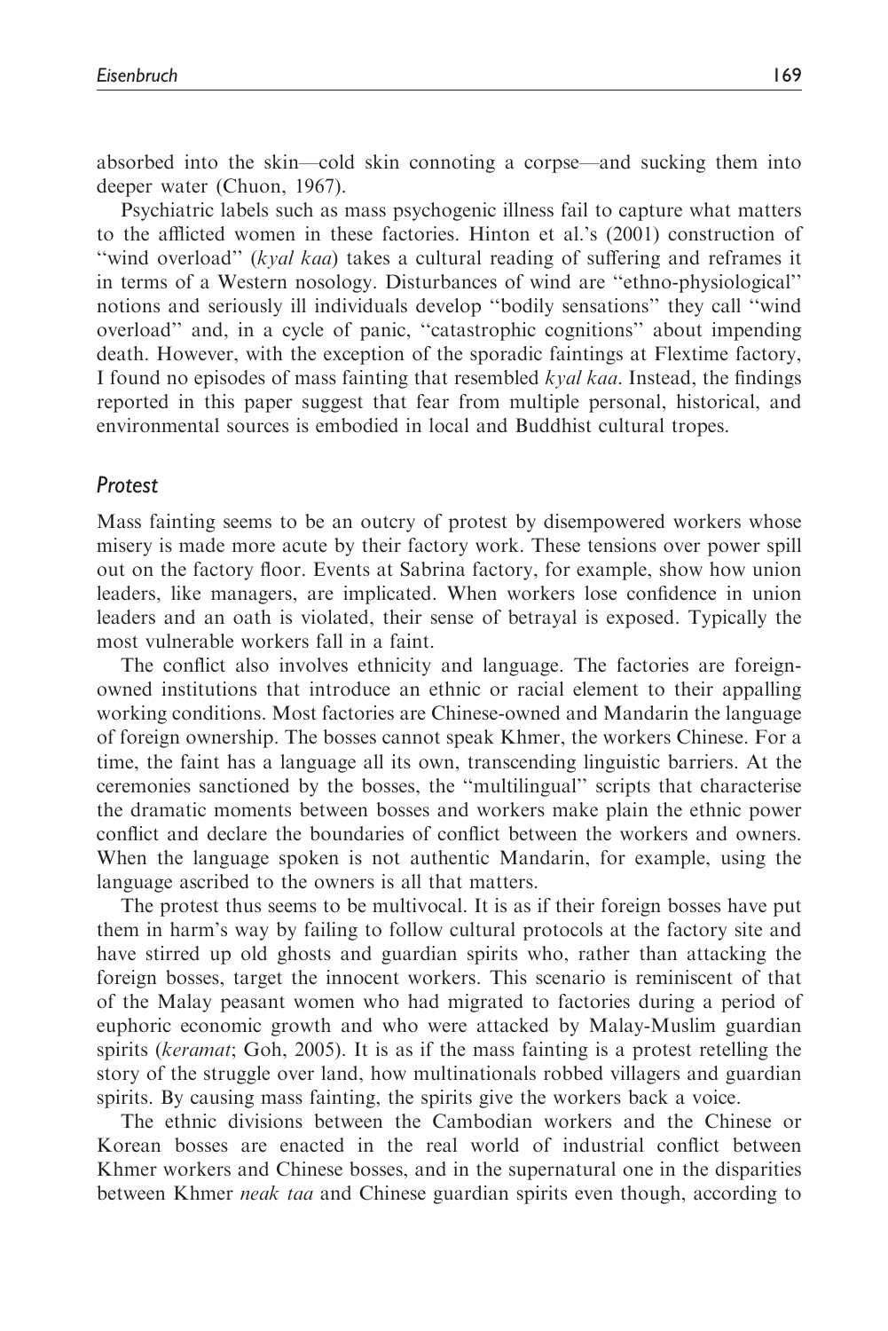absorbed into the skin—cold skin connoting a corpse—and sucking them into deeper water (Chuon, 1967).

Psychiatric labels such as mass psychogenic illness fail to capture what matters to the afflicted women in these factories. Hinton et al.'s (2001) construction of "wind overload" (*kyal kaa*) takes a cultural reading of suffering and reframes it in terms of a Western nosology. Disturbances of wind are "ethno-physiological" notions and seriously ill individuals develop "bodily sensations" they call "wind overload" and, in a cycle of panic, "catastrophic cognitions" about impending death. However, with the exception of the sporadic faintings at Flextime factory, I found no episodes of mass fainting that resembled *kyal kaa*. Instead, the findings reported in this paper suggest that fear from multiple personal, historical, and environmental sources is embodied in local and Buddhist cultural tropes.

### *Protest*

Mass fainting seems to be an outcry of protest by disempowered workers whose misery is made more acute by their factory work. These tensions over power spill out on the factory floor. Events at Sabrina factory, for example, show how union leaders, like managers, are implicated. When workers lose confidence in union leaders and an oath is violated, their sense of betrayal is exposed. Typically the most vulnerable workers fall in a faint.

The conflict also involves ethnicity and language. The factories are foreign-owned institutions that introduce an ethnic or racial element to their appalling working conditions. Most factories are Chinese-owned and Mandarin the language of foreign ownership. The bosses cannot speak Khmer, the workers Chinese. For a time, the faint has a language all its own, transcending linguistic barriers. At the ceremonies sanctioned by the bosses, the "multilingual" scripts that characterise the dramatic moments between bosses and workers make plain the ethnic power conflict and declare the boundaries of conflict between the workers and owners. When the language spoken is not authentic Mandarin, for example, using the language ascribed to the owners is all that matters.

The protest thus seems to be multivocal. It is as if their foreign bosses have put them in harm's way by failing to follow cultural protocols at the factory site and have stirred up old ghosts and guardian spirits who, rather than attacking the foreign bosses, target the innocent workers. This scenario is reminiscent of that of the Malay peasant women who had migrated to factories during a period of euphoric economic growth and who were attacked by Malay-Muslim guardian spirits (*keramat*; Goh, 2005). It is as if the mass fainting is a protest retelling the story of the struggle over land, how multinationals robbed villagers and guardian spirits. By causing mass fainting, the spirits give the workers back a voice.

The ethnic divisions between the Cambodian workers and the Chinese or Korean bosses are enacted in the real world of industrial conflict between Khmer workers and Chinese bosses, and in the supernatural one in the disparities between Khmer *neak taa* and Chinese guardian spirits even though, according to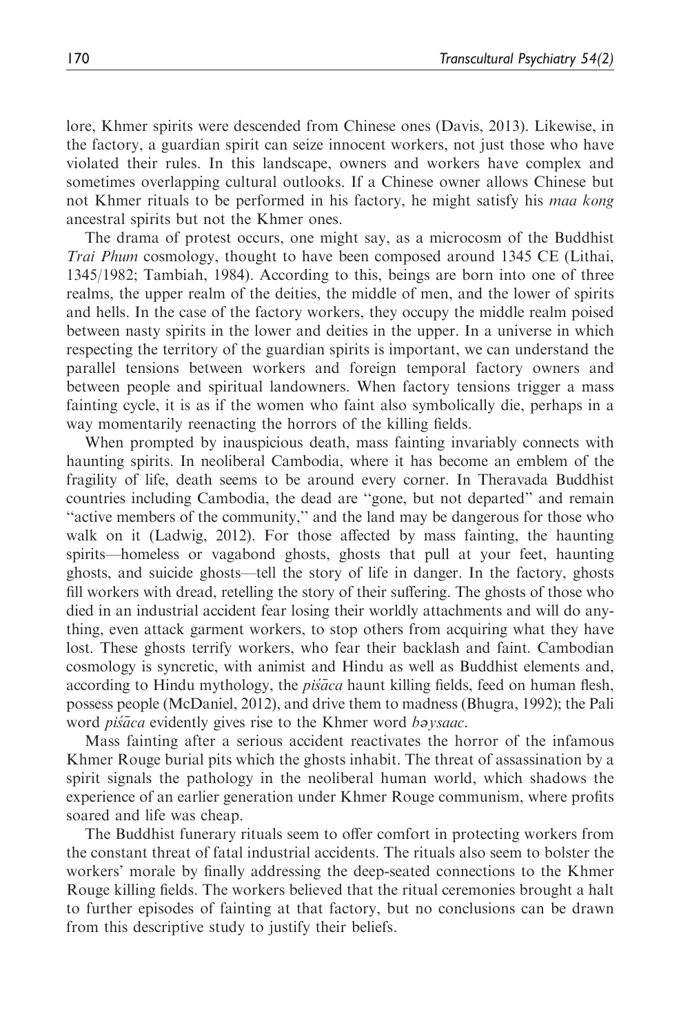lore, Khmer spirits were descended from Chinese ones (Davis, 2013). Likewise, in the factory, a guardian spirit can seize innocent workers, not just those who have violated their rules. In this landscape, owners and workers have complex and sometimes overlapping cultural outlooks. If a Chinese owner allows Chinese but not Khmer rituals to be performed in his factory, he might satisfy his *maa kong* ancestral spirits but not the Khmer ones.

The drama of protest occurs, one might say, as a microcosm of the Buddhist *Trai Phum* cosmology, thought to have been composed around 1345 CE (Lithai, 1345/1982; Tambiah, 1984). According to this, beings are born into one of three realms, the upper realm of the deities, the middle of men, and the lower of spirits and hells. In the case of the factory workers, they occupy the middle realm poised between nasty spirits in the lower and deities in the upper. In a universe in which respecting the territory of the guardian spirits is important, we can understand the parallel tensions between workers and foreign temporal factory owners and between people and spiritual landowners. When factory tensions trigger a mass fainting cycle, it is as if the women who faint also symbolically die, perhaps in a way momentarily reenacting the horrors of the killing fields.

When prompted by inauspicious death, mass fainting invariably connects with haunting spirits. In neoliberal Cambodia, where it has become an emblem of the fragility of life, death seems to be around every corner. In Theravada Buddhist countries including Cambodia, the dead are "gone, but not departed" and remain "active members of the community," and the land may be dangerous for those who walk on it (Ladwig, 2012). For those affected by mass fainting, the haunting spirits—homeless or vagabond ghosts, ghosts that pull at your feet, haunting ghosts, and suicide ghosts—tell the story of life in danger. In the factory, ghosts fill workers with dread, retelling the story of their suffering. The ghosts of those who died in an industrial accident fear losing their worldly attachments and will do anything, even attack garment workers, to stop others from acquiring what they have lost. These ghosts terrify workers, who fear their backlash and faint. Cambodian cosmology is syncretic, with animist and Hindu as well as Buddhist elements and, according to Hindu mythology, the *piśāca* haunt killing fields, feed on human flesh, possess people (McDaniel, 2012), and drive them to madness (Bhugra, 1992); the Pali word *piśāca* evidently gives rise to the Khmer word *bəysaac*.

Mass fainting after a serious accident reactivates the horror of the infamous Khmer Rouge burial pits which the ghosts inhabit. The threat of assassination by a spirit signals the pathology in the neoliberal human world, which shadows the experience of an earlier generation under Khmer Rouge communism, where profits soared and life was cheap.

The Buddhist funerary rituals seem to offer comfort in protecting workers from the constant threat of fatal industrial accidents. The rituals also seem to bolster the workers' morale by finally addressing the deep-seated connections to the Khmer Rouge killing fields. The workers believed that the ritual ceremonies brought a halt to further episodes of fainting at that factory, but no conclusions can be drawn from this descriptive study to justify their beliefs.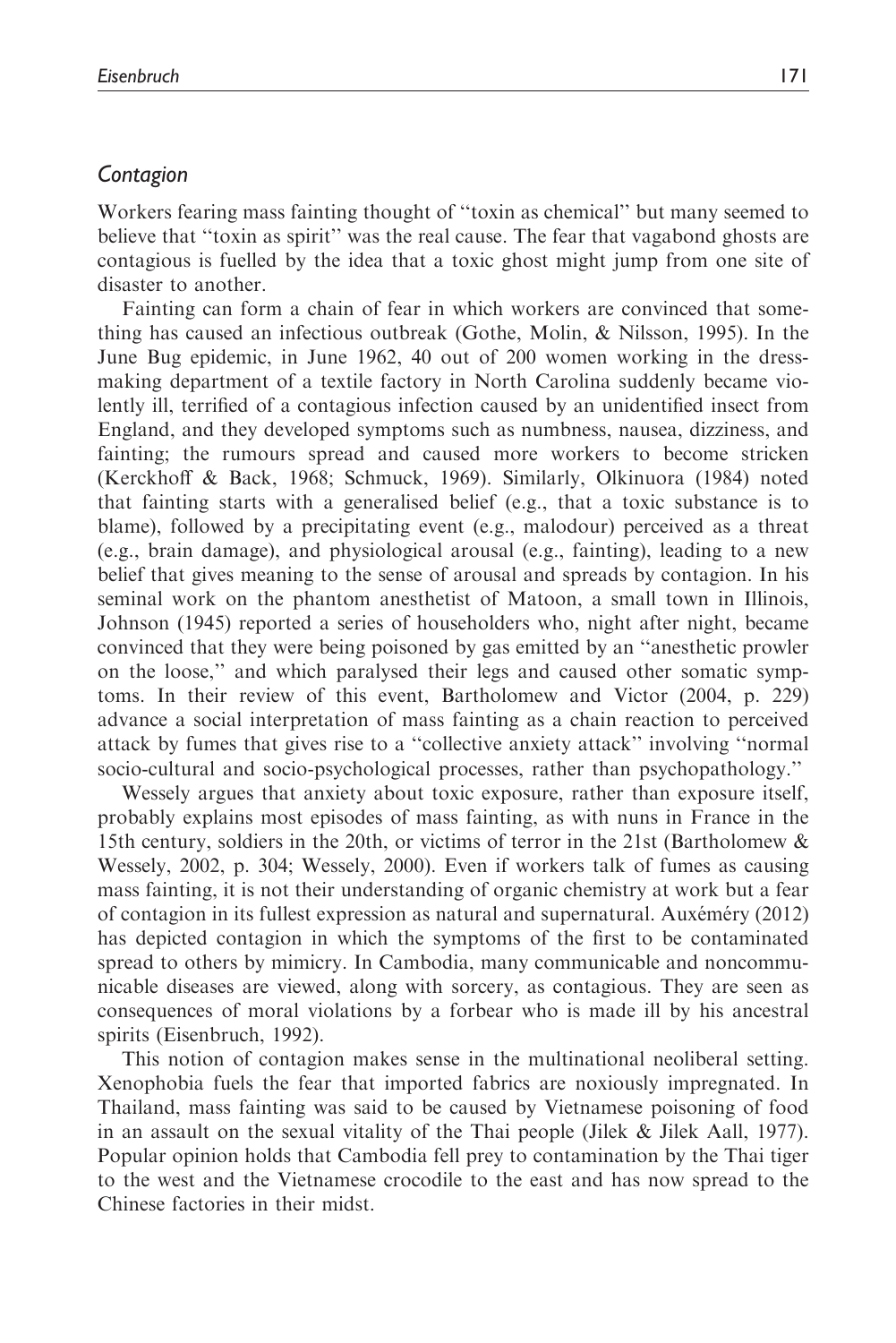## *Contagion*

Workers fearing mass fainting thought of "toxin as chemical" but many seemed to believe that "toxin as spirit" was the real cause. The fear that vagabond ghosts are contagious is fuelled by the idea that a toxic ghost might jump from one site of disaster to another.

Fainting can form a chain of fear in which workers are convinced that something has caused an infectious outbreak (Gothe, Molin, & Nilsson, 1995). In the June Bug epidemic, in June 1962, 40 out of 200 women working in the dressmaking department of a textile factory in North Carolina suddenly became violently ill, terrified of a contagious infection caused by an unidentified insect from England, and they developed symptoms such as numbness, nausea, dizziness, and fainting; the rumours spread and caused more workers to become stricken (Kerckhoff & Back, 1968; Schmuck, 1969). Similarly, Olkinuora (1984) noted that fainting starts with a generalised belief (e.g., that a toxic substance is to blame), followed by a precipitating event (e.g., malodour) perceived as a threat (e.g., brain damage), and physiological arousal (e.g., fainting), leading to a new belief that gives meaning to the sense of arousal and spreads by contagion. In his seminal work on the phantom anesthetist of Matoon, a small town in Illinois, Johnson (1945) reported a series of householders who, night after night, became convinced that they were being poisoned by gas emitted by an "anesthetic prowler on the loose," and which paralysed their legs and caused other somatic symptoms. In their review of this event, Bartholomew and Victor (2004, p. 229) advance a social interpretation of mass fainting as a chain reaction to perceived attack by fumes that gives rise to a "collective anxiety attack" involving "normal socio-cultural and socio-psychological processes, rather than psychopathology."

Wessely argues that anxiety about toxic exposure, rather than exposure itself, probably explains most episodes of mass fainting, as with nuns in France in the 15th century, soldiers in the 20th, or victims of terror in the 21st (Bartholomew & Wessely, 2002, p. 304; Wessely, 2000). Even if workers talk of fumes as causing mass fainting, it is not their understanding of organic chemistry at work but a fear of contagion in its fullest expression as natural and supernatural. Auxéméry (2012) has depicted contagion in which the symptoms of the first to be contaminated spread to others by mimicry. In Cambodia, many communicable and noncommunicable diseases are viewed, along with sorcery, as contagious. They are seen as consequences of moral violations by a forbear who is made ill by his ancestral spirits (Eisenbruch, 1992).

This notion of contagion makes sense in the multinational neoliberal setting. Xenophobia fuels the fear that imported fabrics are noxiously impregnated. In Thailand, mass fainting was said to be caused by Vietnamese poisoning of food in an assault on the sexual vitality of the Thai people (Jilek & Jilek Aall, 1977). Popular opinion holds that Cambodia fell prey to contamination by the Thai tiger to the west and the Vietnamese crocodile to the east and has now spread to the Chinese factories in their midst.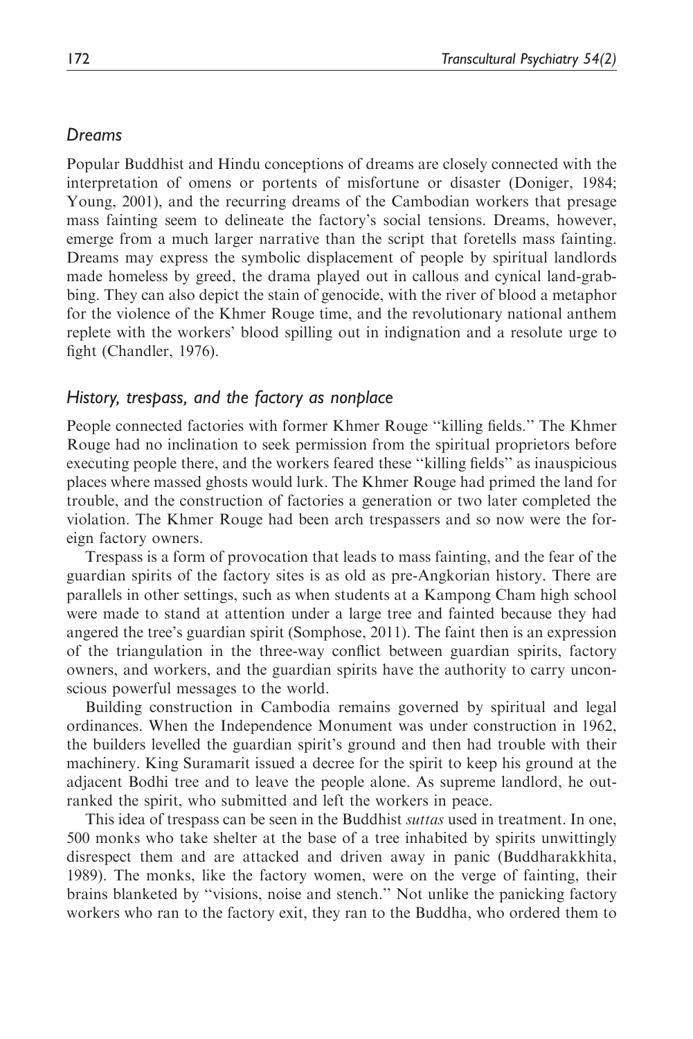### *Dreams*

Popular Buddhist and Hindu conceptions of dreams are closely connected with the interpretation of omens or portents of misfortune or disaster (Doniger, 1984; Young, 2001), and the recurring dreams of the Cambodian workers that presage mass fainting seem to delineate the factory's social tensions. Dreams, however, emerge from a much larger narrative than the script that foretells mass fainting. Dreams may express the symbolic displacement of people by spiritual landlords made homeless by greed, the drama played out in callous and cynical land-grabbing. They can also depict the stain of genocide, with the river of blood a metaphor for the violence of the Khmer Rouge time, and the revolutionary national anthem replete with the workers' blood spilling out in indignation and a resolute urge to fight (Chandler, 1976).

### *History, trespass, and the factory as nonplace*

People connected factories with former Khmer Rouge "killing fields." The Khmer Rouge had no inclination to seek permission from the spiritual proprietors before executing people there, and the workers feared these "killing fields" as inauspicious places where massed ghosts would lurk. The Khmer Rouge had primed the land for trouble, and the construction of factories a generation or two later completed the violation. The Khmer Rouge had been arch trespassers and so now were the foreign factory owners.

Trespass is a form of provocation that leads to mass fainting, and the fear of the guardian spirits of the factory sites is as old as pre-Angkorian history. There are parallels in other settings, such as when students at a Kampong Cham high school were made to stand at attention under a large tree and fainted because they had angered the tree's guardian spirit (Somphose, 2011). The faint then is an expression of the triangulation in the three-way conflict between guardian spirits, factory owners, and workers, and the guardian spirits have the authority to carry unconscious powerful messages to the world.

Building construction in Cambodia remains governed by spiritual and legal ordinances. When the Independence Monument was under construction in 1962, the builders levelled the guardian spirit's ground and then had trouble with their machinery. King Suramarit issued a decree for the spirit to keep his ground at the adjacent Bodhi tree and to leave the people alone. As supreme landlord, he outranked the spirit, who submitted and left the workers in peace.

This idea of trespass can be seen in the Buddhist *suttas* used in treatment. In one, 500 monks who take shelter at the base of a tree inhabited by spirits unwittingly disrespect them and are attacked and driven away in panic (Buddharakkhita, 1989). The monks, like the factory women, were on the verge of fainting, their brains blanketed by "visions, noise and stench." Not unlike the panicking factory workers who ran to the factory exit, they ran to the Buddha, who ordered them to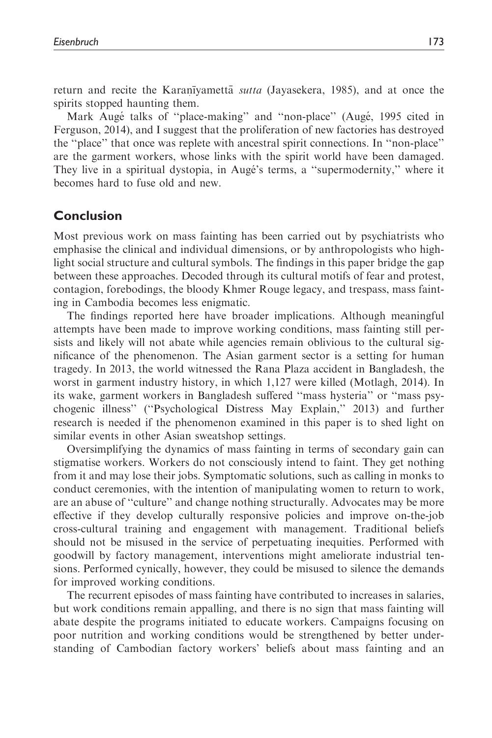return and recite the Karaṇīyamettā *sutta* (Jayasekera, 1985), and at once the spirits stopped haunting them.

Mark Augé talks of "place-making" and "non-place" (Augé, 1995 cited in Ferguson, 2014), and I suggest that the proliferation of new factories has destroyed the "place" that once was replete with ancestral spirit connections. In "non-place" are the garment workers, whose links with the spirit world have been damaged. They live in a spiritual dystopia, in Augé's terms, a "supermodernity," where it becomes hard to fuse old and new.

## Conclusion

Most previous work on mass fainting has been carried out by psychiatrists who emphasise the clinical and individual dimensions, or by anthropologists who highlight social structure and cultural symbols. The findings in this paper bridge the gap between these approaches. Decoded through its cultural motifs of fear and protest, contagion, forebodings, the bloody Khmer Rouge legacy, and trespass, mass fainting in Cambodia becomes less enigmatic.

The findings reported here have broader implications. Although meaningful attempts have been made to improve working conditions, mass fainting still persists and likely will not abate while agencies remain oblivious to the cultural significance of the phenomenon. The Asian garment sector is a setting for human tragedy. In 2013, the world witnessed the Rana Plaza accident in Bangladesh, the worst in garment industry history, in which 1,127 were killed (Motlagh, 2014). In its wake, garment workers in Bangladesh suffered "mass hysteria" or "mass psychogenic illness" ("Psychological Distress May Explain," 2013) and further research is needed if the phenomenon examined in this paper is to shed light on similar events in other Asian sweatshop settings.

Oversimplifying the dynamics of mass fainting in terms of secondary gain can stigmatise workers. Workers do not consciously intend to faint. They get nothing from it and may lose their jobs. Symptomatic solutions, such as calling in monks to conduct ceremonies, with the intention of manipulating women to return to work, are an abuse of "culture" and change nothing structurally. Advocates may be more effective if they develop culturally responsive policies and improve on-the-job cross-cultural training and engagement with management. Traditional beliefs should not be misused in the service of perpetuating inequities. Performed with goodwill by factory management, interventions might ameliorate industrial tensions. Performed cynically, however, they could be misused to silence the demands for improved working conditions.

The recurrent episodes of mass fainting have contributed to increases in salaries, but work conditions remain appalling, and there is no sign that mass fainting will abate despite the programs initiated to educate workers. Campaigns focusing on poor nutrition and working conditions would be strengthened by better understanding of Cambodian factory workers' beliefs about mass fainting and an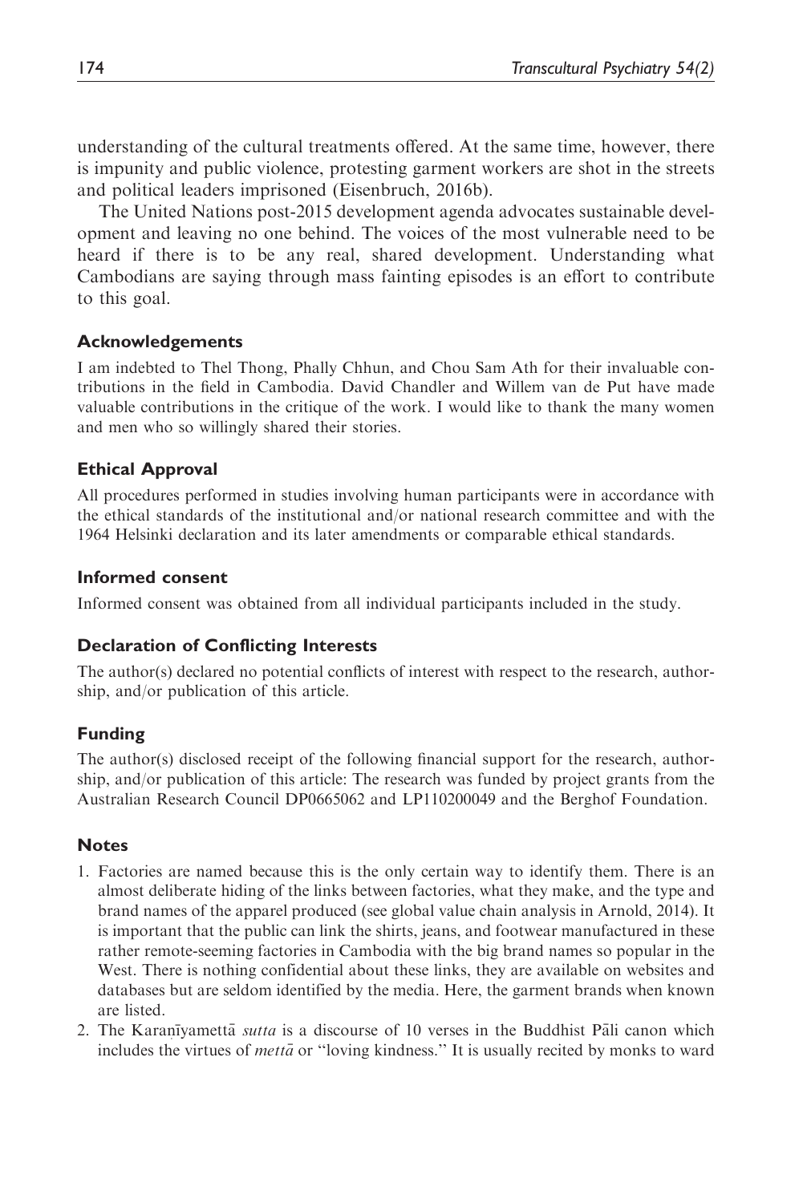understanding of the cultural treatments offered. At the same time, however, there is impunity and public violence, protesting garment workers are shot in the streets and political leaders imprisoned (Eisenbruch, 2016b).

The United Nations post-2015 development agenda advocates sustainable development and leaving no one behind. The voices of the most vulnerable need to be heard if there is to be any real, shared development. Understanding what Cambodians are saying through mass fainting episodes is an effort to contribute to this goal.

### Acknowledgements

I am indebted to Thel Thong, Phally Chhun, and Chou Sam Ath for their invaluable contributions in the field in Cambodia. David Chandler and Willem van de Put have made valuable contributions in the critique of the work. I would like to thank the many women and men who so willingly shared their stories.

### Ethical Approval

All procedures performed in studies involving human participants were in accordance with the ethical standards of the institutional and/or national research committee and with the 1964 Helsinki declaration and its later amendments or comparable ethical standards.

### Informed consent

Informed consent was obtained from all individual participants included in the study.

### Declaration of Conflicting Interests

The author(s) declared no potential conflicts of interest with respect to the research, authorship, and/or publication of this article.

### Funding

The author(s) disclosed receipt of the following financial support for the research, authorship, and/or publication of this article: The research was funded by project grants from the Australian Research Council DP0665062 and LP110200049 and the Berghof Foundation.

### Notes

1. Factories are named because this is the only certain way to identify them. There is an almost deliberate hiding of the links between factories, what they make, and the type and brand names of the apparel produced (see global value chain analysis in Arnold, 2014). It is important that the public can link the shirts, jeans, and footwear manufactured in these rather remote-seeming factories in Cambodia with the big brand names so popular in the West. There is nothing confidential about these links, they are available on websites and databases but are seldom identified by the media. Here, the garment brands when known are listed.
2. The Karaṇīyamettā *sutta* is a discourse of 10 verses in the Buddhist Pāli canon which includes the virtues of *mettā* or "loving kindness." It is usually recited by monks to ward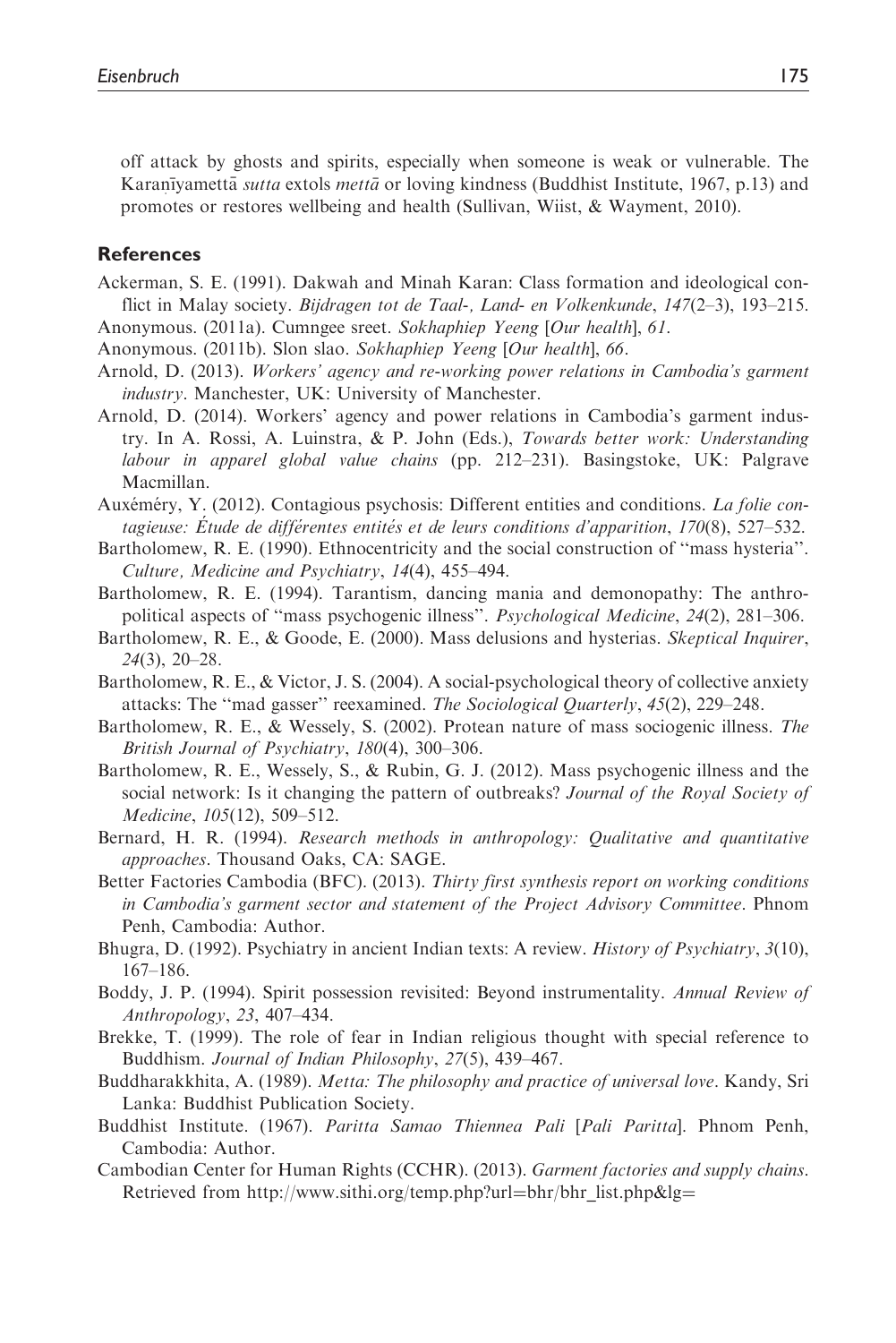off attack by ghosts and spirits, especially when someone is weak or vulnerable. The Karaṇīyamettā *sutta* extols *mettā* or loving kindness (Buddhist Institute, 1967, p.13) and promotes or restores wellbeing and health (Sullivan, Wiist, & Wayment, 2010).

## References

Ackerman, S. E. (1991). Dakwah and Minah Karan: Class formation and ideological conflict in Malay society. *Bijdragen tot de Taal-, Land- en Volkenkunde*, *147*(2–3), 193–215.

Anonymous. (2011a). Cumngee sreet. *Sokhaphiep Yeeng* [*Our health*], *61*.

Anonymous. (2011b). Slon slao. *Sokhaphiep Yeeng* [*Our health*], *66*.

Arnold, D. (2013). *Workers' agency and re-working power relations in Cambodia's garment industry*. Manchester, UK: University of Manchester.

Arnold, D. (2014). Workers' agency and power relations in Cambodia's garment industry. In A. Rossi, A. Luinstra, & P. John (Eds.), *Towards better work: Understanding labour in apparel global value chains* (pp. 212–231). Basingstoke, UK: Palgrave Macmillan.

Auxéméry, Y. (2012). Contagious psychosis: Different entities and conditions. *La folie contagieuse: Étude de différentes entités et de leurs conditions d'apparition*, *170*(8), 527–532.

Bartholomew, R. E. (1990). Ethnocentricity and the social construction of "mass hysteria". *Culture, Medicine and Psychiatry*, *14*(4), 455–494.

Bartholomew, R. E. (1994). Tarantism, dancing mania and demonopathy: The anthropolitical aspects of "mass psychogenic illness". *Psychological Medicine*, *24*(2), 281–306.

Bartholomew, R. E., & Goode, E. (2000). Mass delusions and hysterias. *Skeptical Inquirer*, *24*(3), 20–28.

Bartholomew, R. E., & Victor, J. S. (2004). A social-psychological theory of collective anxiety attacks: The "mad gasser" reexamined. *The Sociological Quarterly*, *45*(2), 229–248.

Bartholomew, R. E., & Wessely, S. (2002). Protean nature of mass sociogenic illness. *The British Journal of Psychiatry*, *180*(4), 300–306.

Bartholomew, R. E., Wessely, S., & Rubin, G. J. (2012). Mass psychogenic illness and the social network: Is it changing the pattern of outbreaks? *Journal of the Royal Society of Medicine*, *105*(12), 509–512.

Bernard, H. R. (1994). *Research methods in anthropology: Qualitative and quantitative approaches*. Thousand Oaks, CA: SAGE.

Better Factories Cambodia (BFC). (2013). *Thirty first synthesis report on working conditions in Cambodia's garment sector and statement of the Project Advisory Committee*. Phnom Penh, Cambodia: Author.

Bhugra, D. (1992). Psychiatry in ancient Indian texts: A review. *History of Psychiatry*, *3*(10), 167–186.

Boddy, J. P. (1994). Spirit possession revisited: Beyond instrumentality. *Annual Review of Anthropology*, *23*, 407–434.

Brekke, T. (1999). The role of fear in Indian religious thought with special reference to Buddhism. *Journal of Indian Philosophy*, *27*(5), 439–467.

Buddharakkhita, A. (1989). *Metta: The philosophy and practice of universal love*. Kandy, Sri Lanka: Buddhist Publication Society.

Buddhist Institute. (1967). *Paritta Samao Thiennea Pali* [*Pali Paritta*]. Phnom Penh, Cambodia: Author.

Cambodian Center for Human Rights (CCHR). (2013). *Garment factories and supply chains*. Retrieved from http://www.sithi.org/temp.php?url=bhr/bhr_list.php&lg=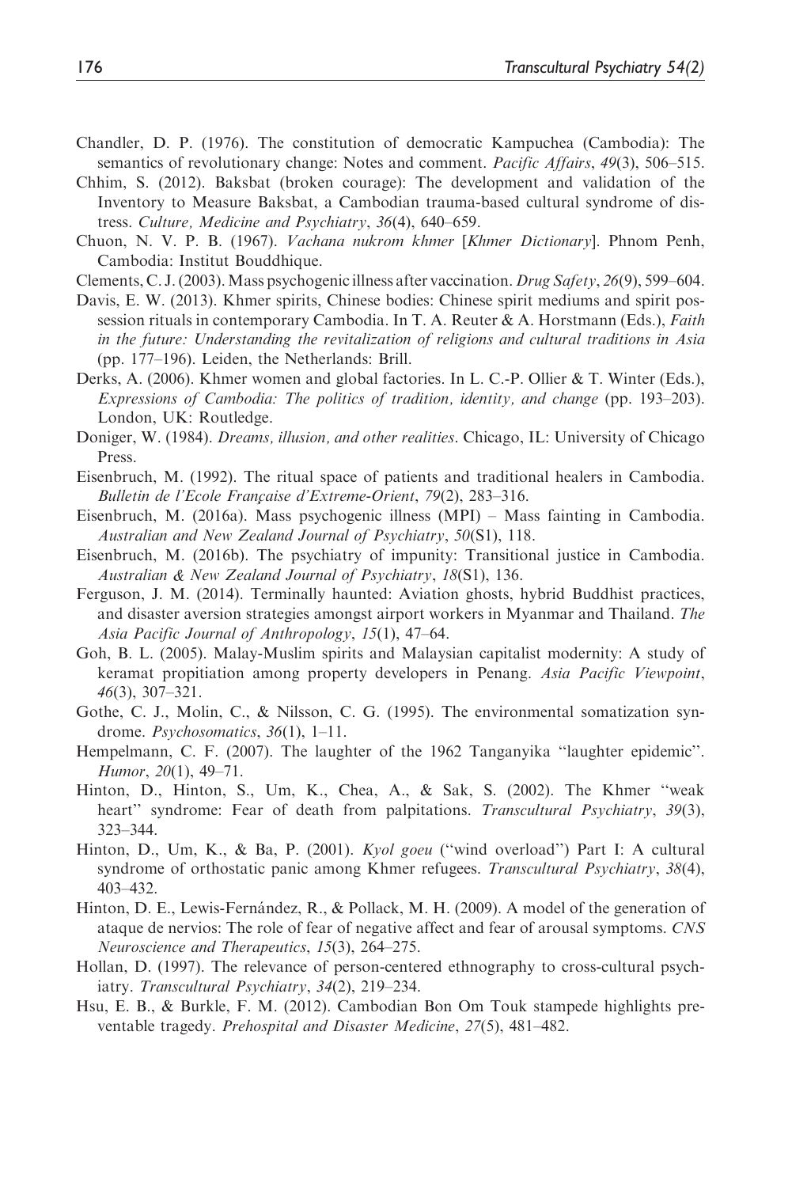Chandler, D. P. (1976). The constitution of democratic Kampuchea (Cambodia): The semantics of revolutionary change: Notes and comment. *Pacific Affairs*, *49*(3), 506–515.

Chhim, S. (2012). Baksbat (broken courage): The development and validation of the Inventory to Measure Baksbat, a Cambodian trauma-based cultural syndrome of distress. *Culture, Medicine and Psychiatry*, *36*(4), 640–659.

Chuon, N. V. P. B. (1967). *Vachana nukrom khmer* [*Khmer Dictionary*]. Phnom Penh, Cambodia: Institut Bouddhique.

Clements, C. J. (2003). Mass psychogenic illness after vaccination. *Drug Safety*, *26*(9), 599–604.

Davis, E. W. (2013). Khmer spirits, Chinese bodies: Chinese spirit mediums and spirit possession rituals in contemporary Cambodia. In T. A. Reuter & A. Horstmann (Eds.), *Faith in the future: Understanding the revitalization of religions and cultural traditions in Asia* (pp. 177–196). Leiden, the Netherlands: Brill.

Derks, A. (2006). Khmer women and global factories. In L. C.-P. Ollier & T. Winter (Eds.), *Expressions of Cambodia: The politics of tradition, identity, and change* (pp. 193–203). London, UK: Routledge.

Doniger, W. (1984). *Dreams, illusion, and other realities*. Chicago, IL: University of Chicago Press.

Eisenbruch, M. (1992). The ritual space of patients and traditional healers in Cambodia. *Bulletin de l'Ecole Française d'Extreme-Orient*, *79*(2), 283–316.

Eisenbruch, M. (2016a). Mass psychogenic illness (MPI) – Mass fainting in Cambodia. *Australian and New Zealand Journal of Psychiatry*, *50*(S1), 118.

Eisenbruch, M. (2016b). The psychiatry of impunity: Transitional justice in Cambodia. *Australian & New Zealand Journal of Psychiatry*, *18*(S1), 136.

Ferguson, J. M. (2014). Terminally haunted: Aviation ghosts, hybrid Buddhist practices, and disaster aversion strategies amongst airport workers in Myanmar and Thailand. *The Asia Pacific Journal of Anthropology*, *15*(1), 47–64.

Goh, B. L. (2005). Malay-Muslim spirits and Malaysian capitalist modernity: A study of keramat propitiation among property developers in Penang. *Asia Pacific Viewpoint*, *46*(3), 307–321.

Gothe, C. J., Molin, C., & Nilsson, C. G. (1995). The environmental somatization syndrome. *Psychosomatics*, *36*(1), 1–11.

Hempelmann, C. F. (2007). The laughter of the 1962 Tanganyika ''laughter epidemic''. *Humor*, *20*(1), 49–71.

Hinton, D., Hinton, S., Um, K., Chea, A., & Sak, S. (2002). The Khmer ''weak heart'' syndrome: Fear of death from palpitations. *Transcultural Psychiatry*, *39*(3), 323–344.

Hinton, D., Um, K., & Ba, P. (2001). *Kyol goeu* (''wind overload'') Part I: A cultural syndrome of orthostatic panic among Khmer refugees. *Transcultural Psychiatry*, *38*(4), 403–432.

Hinton, D. E., Lewis-Fernández, R., & Pollack, M. H. (2009). A model of the generation of ataque de nervios: The role of fear of negative affect and fear of arousal symptoms. *CNS Neuroscience and Therapeutics*, *15*(3), 264–275.

Hollan, D. (1997). The relevance of person-centered ethnography to cross-cultural psychiatry. *Transcultural Psychiatry*, *34*(2), 219–234.

Hsu, E. B., & Burkle, F. M. (2012). Cambodian Bon Om Touk stampede highlights preventable tragedy. *Prehospital and Disaster Medicine*, *27*(5), 481–482.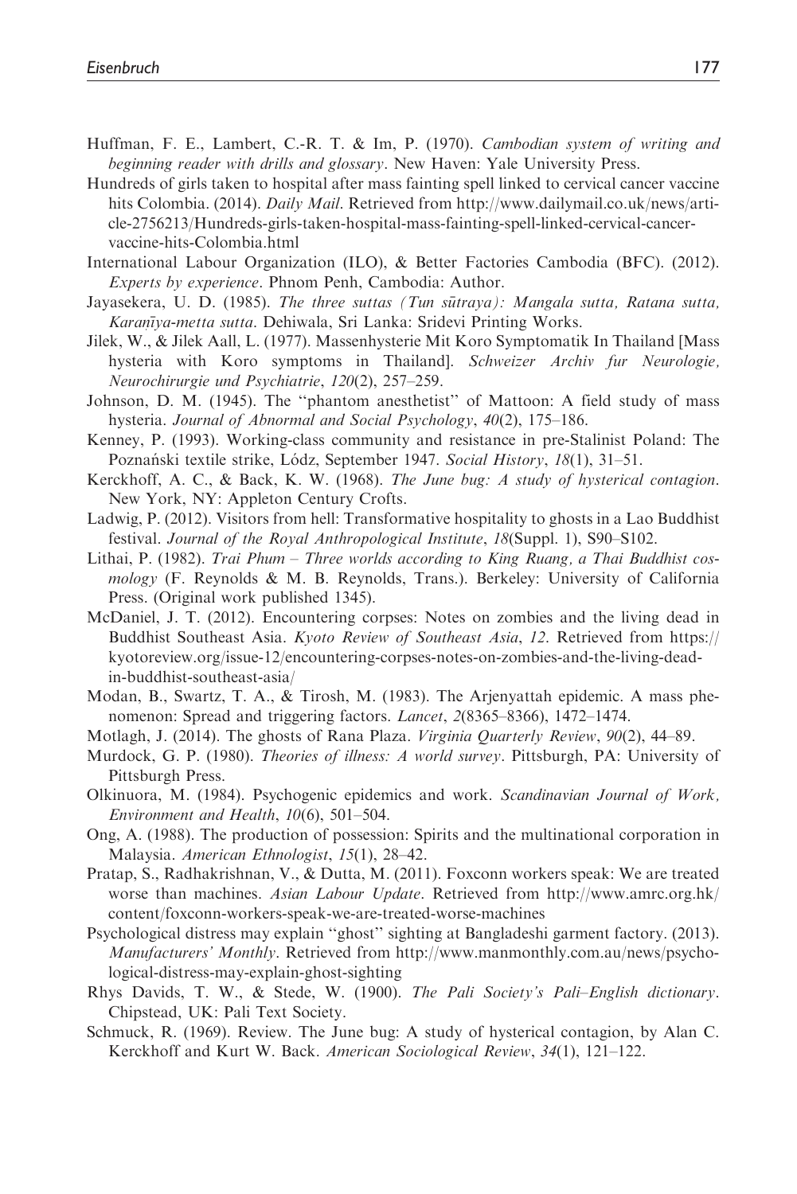Huffman, F. E., Lambert, C.-R. T. & Im, P. (1970). *Cambodian system of writing and beginning reader with drills and glossary*. New Haven: Yale University Press.

Hundreds of girls taken to hospital after mass fainting spell linked to cervical cancer vaccine hits Colombia. (2014). *Daily Mail*. Retrieved from http://www.dailymail.co.uk/news/article-2756213/Hundreds-girls-taken-hospital-mass-fainting-spell-linked-cervical-cancer-vaccine-hits-Colombia.html

International Labour Organization (ILO), & Better Factories Cambodia (BFC). (2012). *Experts by experience*. Phnom Penh, Cambodia: Author.

Jayasekera, U. D. (1985). *The three suttas (Tun sūtraya): Mangala sutta, Ratana sutta, Karanīya-metta sutta*. Dehiwala, Sri Lanka: Sridevi Printing Works.

Jilek, W., & Jilek Aall, L. (1977). Massenhysterie Mit Koro Symptomatik In Thailand [Mass hysteria with Koro symptoms in Thailand]. *Schweizer Archiv fur Neurologie, Neurochirurgie und Psychiatrie*, *120*(2), 257–259.

Johnson, D. M. (1945). The "phantom anesthetist" of Mattoon: A field study of mass hysteria. *Journal of Abnormal and Social Psychology*, *40*(2), 175–186.

Kenney, P. (1993). Working-class community and resistance in pre-Stalinist Poland: The Poznański textile strike, Lódz, September 1947. *Social History*, *18*(1), 31–51.

Kerckhoff, A. C., & Back, K. W. (1968). *The June bug: A study of hysterical contagion*. New York, NY: Appleton Century Crofts.

Ladwig, P. (2012). Visitors from hell: Transformative hospitality to ghosts in a Lao Buddhist festival. *Journal of the Royal Anthropological Institute*, *18*(Suppl. 1), S90–S102.

Lithai, P. (1982). *Trai Phum – Three worlds according to King Ruang, a Thai Buddhist cosmology* (F. Reynolds & M. B. Reynolds, Trans.). Berkeley: University of California Press. (Original work published 1345).

McDaniel, J. T. (2012). Encountering corpses: Notes on zombies and the living dead in Buddhist Southeast Asia. *Kyoto Review of Southeast Asia*, *12*. Retrieved from https://kyotoreview.org/issue-12/encountering-corpses-notes-on-zombies-and-the-living-dead-in-buddhist-southeast-asia/

Modan, B., Swartz, T. A., & Tirosh, M. (1983). The Arjenyattah epidemic. A mass phenomenon: Spread and triggering factors. *Lancet*, *2*(8365–8366), 1472–1474.

Motlagh, J. (2014). The ghosts of Rana Plaza. *Virginia Quarterly Review*, *90*(2), 44–89.

Murdock, G. P. (1980). *Theories of illness: A world survey*. Pittsburgh, PA: University of Pittsburgh Press.

Olkinuora, M. (1984). Psychogenic epidemics and work. *Scandinavian Journal of Work, Environment and Health*, *10*(6), 501–504.

Ong, A. (1988). The production of possession: Spirits and the multinational corporation in Malaysia. *American Ethnologist*, *15*(1), 28–42.

Pratap, S., Radhakrishnan, V., & Dutta, M. (2011). Foxconn workers speak: We are treated worse than machines. *Asian Labour Update*. Retrieved from http://www.amrc.org.hk/content/foxconn-workers-speak-we-are-treated-worse-machines

Psychological distress may explain "ghost" sighting at Bangladeshi garment factory. (2013). *Manufacturers' Monthly*. Retrieved from http://www.manmonthly.com.au/news/psychological-distress-may-explain-ghost-sighting

Rhys Davids, T. W., & Stede, W. (1900). *The Pali Society's Pali–English dictionary*. Chipstead, UK: Pali Text Society.

Schmuck, R. (1969). Review. The June bug: A study of hysterical contagion, by Alan C. Kerckhoff and Kurt W. Back. *American Sociological Review*, *34*(1), 121–122.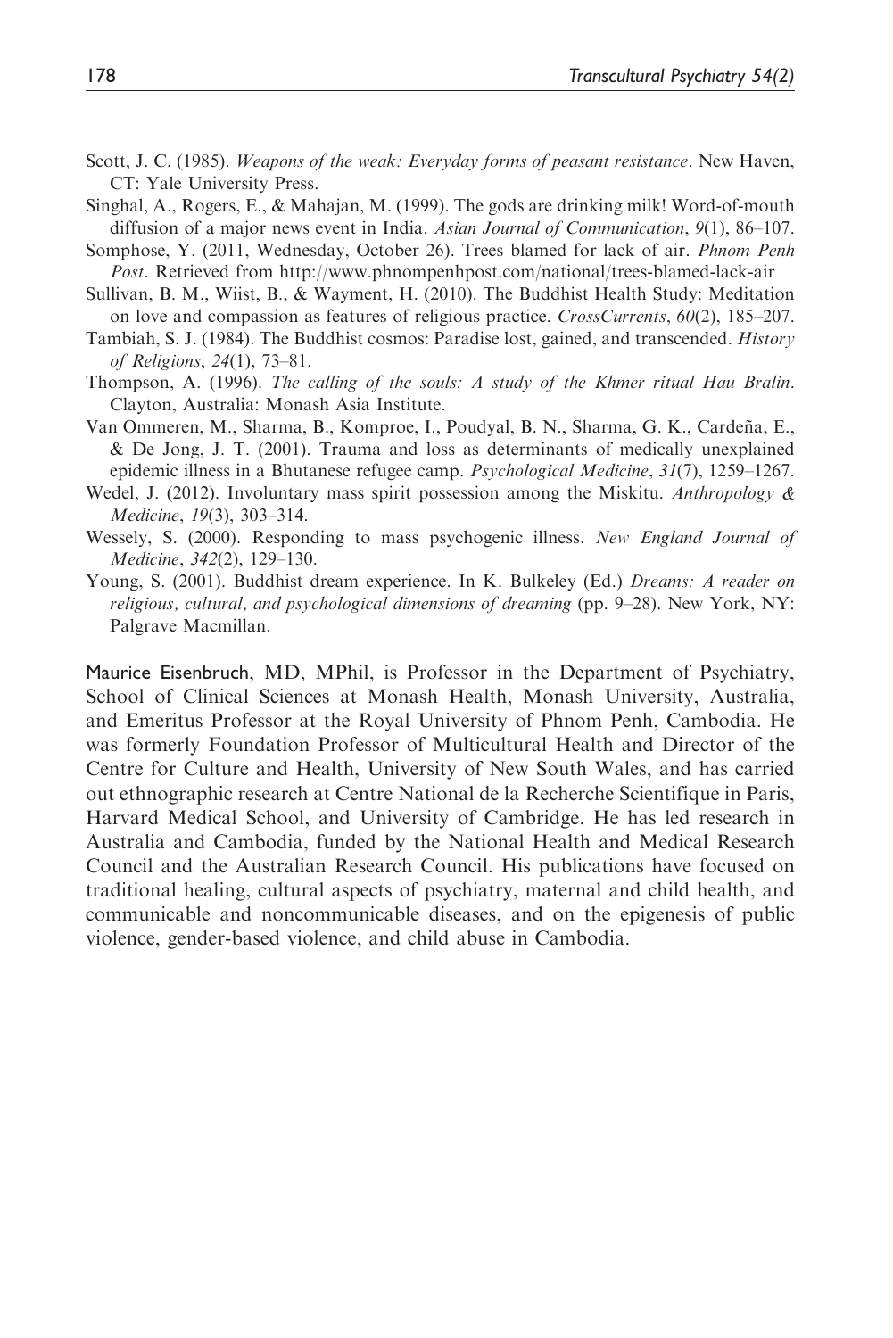Scott, J. C. (1985). *Weapons of the weak: Everyday forms of peasant resistance*. New Haven, CT: Yale University Press.

Singhal, A., Rogers, E., & Mahajan, M. (1999). The gods are drinking milk! Word-of-mouth diffusion of a major news event in India. *Asian Journal of Communication*, *9*(1), 86–107.

Somphose, Y. (2011, Wednesday, October 26). Trees blamed for lack of air. *Phnom Penh Post*. Retrieved from http://www.phnompenhpost.com/national/trees-blamed-lack-air

Sullivan, B. M., Wiist, B., & Wayment, H. (2010). The Buddhist Health Study: Meditation on love and compassion as features of religious practice. *CrossCurrents*, *60*(2), 185–207.

Tambiah, S. J. (1984). The Buddhist cosmos: Paradise lost, gained, and transcended. *History of Religions*, *24*(1), 73–81.

Thompson, A. (1996). *The calling of the souls: A study of the Khmer ritual Hau Bralin*. Clayton, Australia: Monash Asia Institute.

Van Ommeren, M., Sharma, B., Komproe, I., Poudyal, B. N., Sharma, G. K., Cardeña, E., & De Jong, J. T. (2001). Trauma and loss as determinants of medically unexplained epidemic illness in a Bhutanese refugee camp. *Psychological Medicine*, *31*(7), 1259–1267.

Wedel, J. (2012). Involuntary mass spirit possession among the Miskitu. *Anthropology & Medicine*, *19*(3), 303–314.

Wessely, S. (2000). Responding to mass psychogenic illness. *New England Journal of Medicine*, *342*(2), 129–130.

Young, S. (2001). Buddhist dream experience. In K. Bulkeley (Ed.) *Dreams: A reader on religious, cultural, and psychological dimensions of dreaming* (pp. 9–28). New York, NY: Palgrave Macmillan.

**Maurice Eisenbruch**, MD, MPhil, is Professor in the Department of Psychiatry, School of Clinical Sciences at Monash Health, Monash University, Australia, and Emeritus Professor at the Royal University of Phnom Penh, Cambodia. He was formerly Foundation Professor of Multicultural Health and Director of the Centre for Culture and Health, University of New South Wales, and has carried out ethnographic research at Centre National de la Recherche Scientifique in Paris, Harvard Medical School, and University of Cambridge. He has led research in Australia and Cambodia, funded by the National Health and Medical Research Council and the Australian Research Council. His publications have focused on traditional healing, cultural aspects of psychiatry, maternal and child health, and communicable and noncommunicable diseases, and on the epigenesis of public violence, gender-based violence, and child abuse in Cambodia.